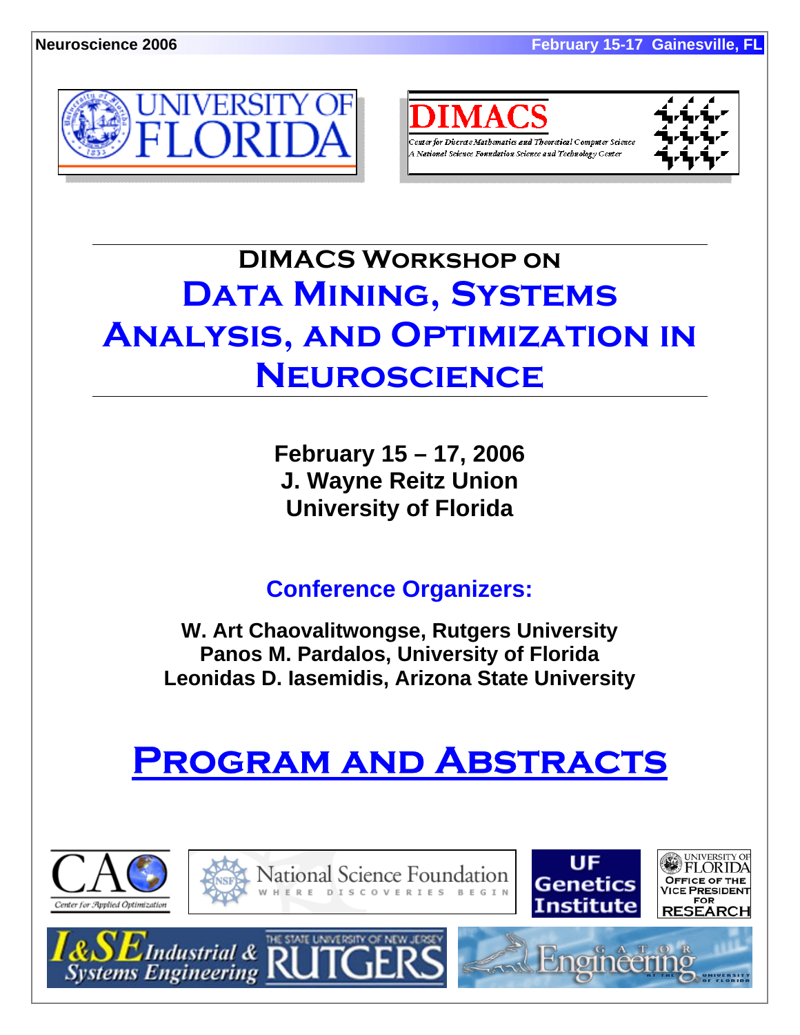# DIMACS Workshop on

# Data Mining, Systems Analysis, and Optimization in Neuroscience

**February 15 – 17, 2006**
**J. Wayne Reitz Union**
**University of Florida**

## Conference Organizers:

**W. Art Chaovalitwongse, Rutgers University**
**Panos M. Pardalos, University of Florida**
**Leonidas D. Iasemidis, Arizona State University**

# Program and Abstracts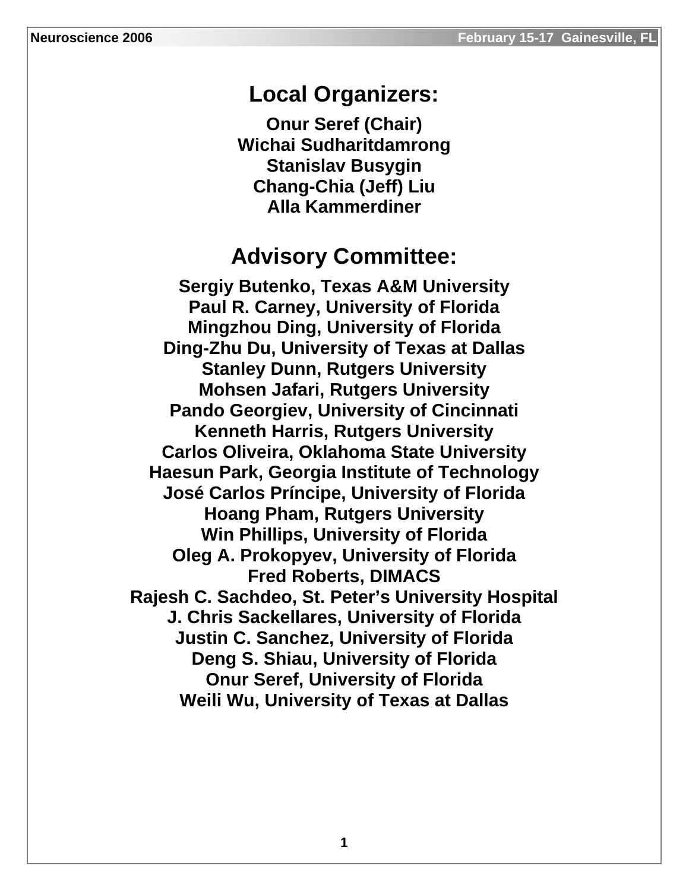## Local Organizers:

**Onur Seref (Chair)**
**Wichai Sudharitdamrong**
**Stanislav Busygin**
**Chang-Chia (Jeff) Liu**
**Alla Kammerdiner**

## Advisory Committee:

**Sergiy Butenko, Texas A&M University**
**Paul R. Carney, University of Florida**
**Mingzhou Ding, University of Florida**
**Ding-Zhu Du, University of Texas at Dallas**
**Stanley Dunn, Rutgers University**
**Mohsen Jafari, Rutgers University**
**Pando Georgiev, University of Cincinnati**
**Kenneth Harris, Rutgers University**
**Carlos Oliveira, Oklahoma State University**
**Haesun Park, Georgia Institute of Technology**
**José Carlos Príncipe, University of Florida**
**Hoang Pham, Rutgers University**
**Win Phillips, University of Florida**
**Oleg A. Prokopyev, University of Florida**
**Fred Roberts, DIMACS**
**Rajesh C. Sachdeo, St. Peter's University Hospital**
**J. Chris Sackellares, University of Florida**
**Justin C. Sanchez, University of Florida**
**Deng S. Shiau, University of Florida**
**Onur Seref, University of Florida**
**Weili Wu, University of Texas at Dallas**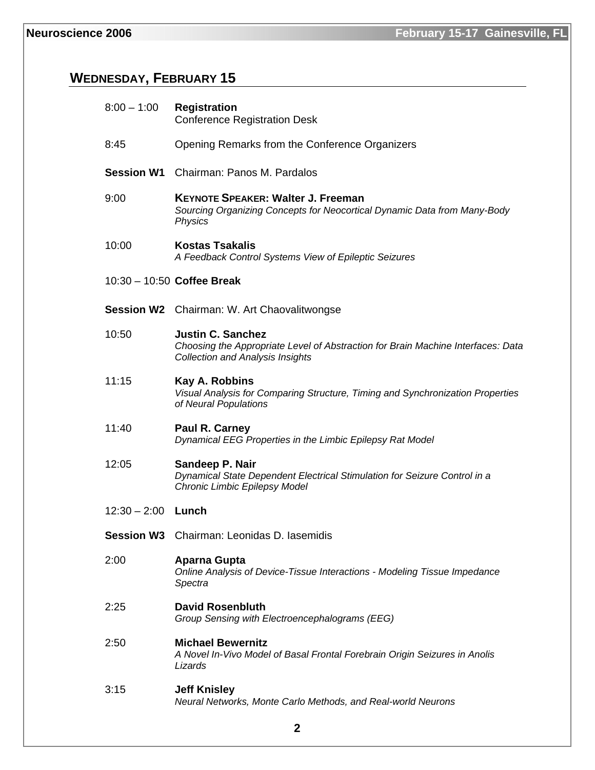## WEDNESDAY, FEBRUARY 15

8:00 – 1:00 **Registration**
Conference Registration Desk

8:45 Opening Remarks from the Conference Organizers

**Session W1** Chairman: Panos M. Pardalos

9:00 **KEYNOTE SPEAKER: Walter J. Freeman**
*Sourcing Organizing Concepts for Neocortical Dynamic Data from Many-Body Physics*

10:00 **Kostas Tsakalis**
*A Feedback Control Systems View of Epileptic Seizures*

10:30 – 10:50 **Coffee Break**

**Session W2** Chairman: W. Art Chaovalitwongse

10:50 **Justin C. Sanchez**
*Choosing the Appropriate Level of Abstraction for Brain Machine Interfaces: Data Collection and Analysis Insights*

11:15 **Kay A. Robbins**
*Visual Analysis for Comparing Structure, Timing and Synchronization Properties of Neural Populations*

11:40 **Paul R. Carney**
*Dynamical EEG Properties in the Limbic Epilepsy Rat Model*

12:05 **Sandeep P. Nair**
*Dynamical State Dependent Electrical Stimulation for Seizure Control in a Chronic Limbic Epilepsy Model*

12:30 – 2:00 **Lunch**

**Session W3** Chairman: Leonidas D. Iasemidis

2:00 **Aparna Gupta**
*Online Analysis of Device-Tissue Interactions - Modeling Tissue Impedance Spectra*

2:25 **David Rosenbluth**
*Group Sensing with Electroencephalograms (EEG)*

2:50 **Michael Bewernitz**
*A Novel In-Vivo Model of Basal Frontal Forebrain Origin Seizures in Anolis Lizards*

3:15 **Jeff Knisley**
*Neural Networks, Monte Carlo Methods, and Real-world Neurons*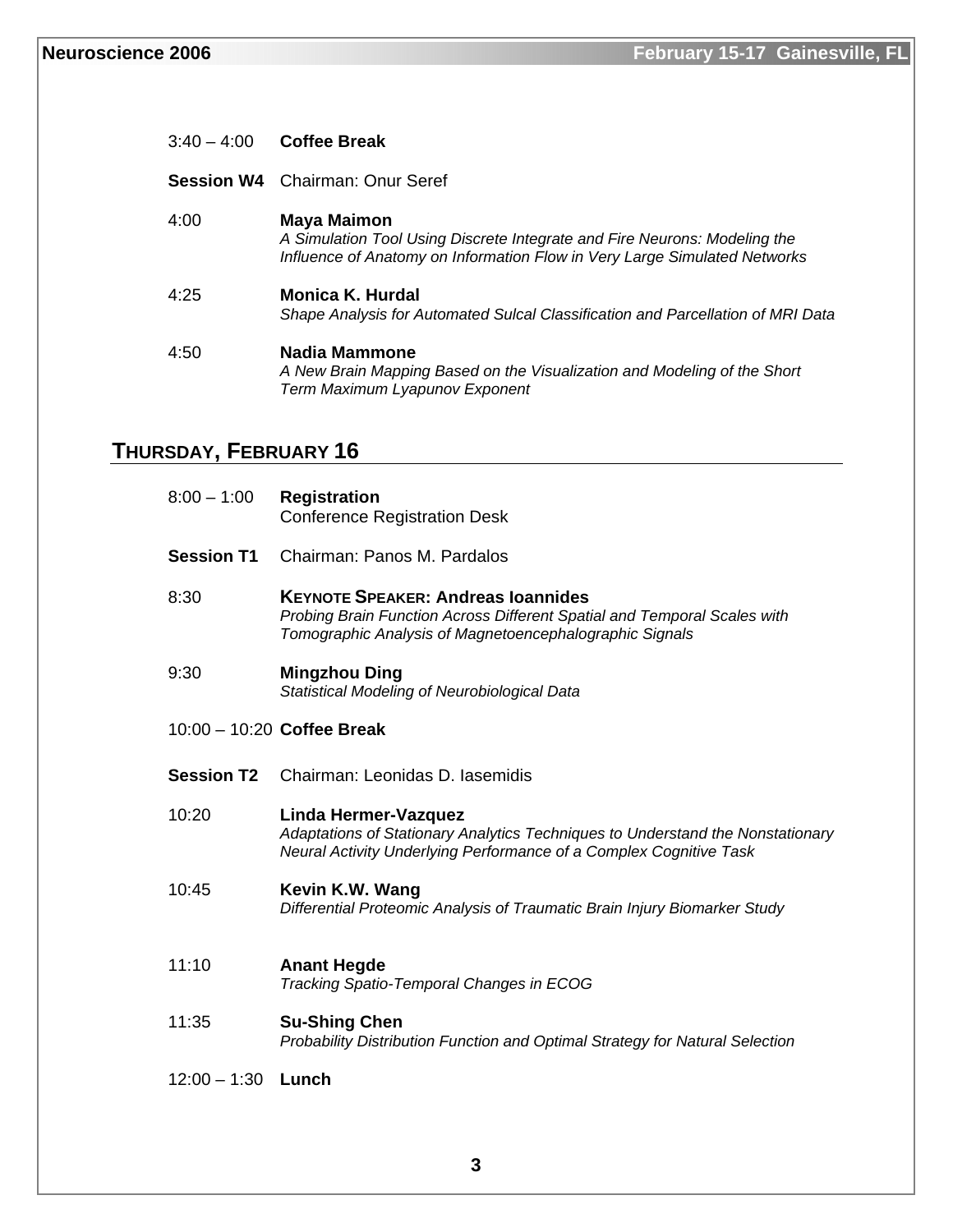3:40 – 4:00 **Coffee Break**

**Session W4** Chairman: Onur Seref

4:00 **Maya Maimon**
*A Simulation Tool Using Discrete Integrate and Fire Neurons: Modeling the Influence of Anatomy on Information Flow in Very Large Simulated Networks*

4:25 **Monica K. Hurdal**
*Shape Analysis for Automated Sulcal Classification and Parcellation of MRI Data*

4:50 **Nadia Mammone**
*A New Brain Mapping Based on the Visualization and Modeling of the Short Term Maximum Lyapunov Exponent*

## THURSDAY, FEBRUARY 16

8:00 – 1:00 **Registration**
Conference Registration Desk

**Session T1** Chairman: Panos M. Pardalos

8:30 **KEYNOTE SPEAKER: Andreas Ioannides**
*Probing Brain Function Across Different Spatial and Temporal Scales with Tomographic Analysis of Magnetoencephalographic Signals*

9:30 **Mingzhou Ding**
*Statistical Modeling of Neurobiological Data*

10:00 – 10:20 **Coffee Break**

**Session T2** Chairman: Leonidas D. Iasemidis

10:20 **Linda Hermer-Vazquez**
*Adaptations of Stationary Analytics Techniques to Understand the Nonstationary Neural Activity Underlying Performance of a Complex Cognitive Task*

10:45 **Kevin K.W. Wang**
*Differential Proteomic Analysis of Traumatic Brain Injury Biomarker Study*

11:10 **Anant Hegde**
*Tracking Spatio-Temporal Changes in ECOG*

11:35 **Su-Shing Chen**
*Probability Distribution Function and Optimal Strategy for Natural Selection*

12:00 – 1:30 **Lunch**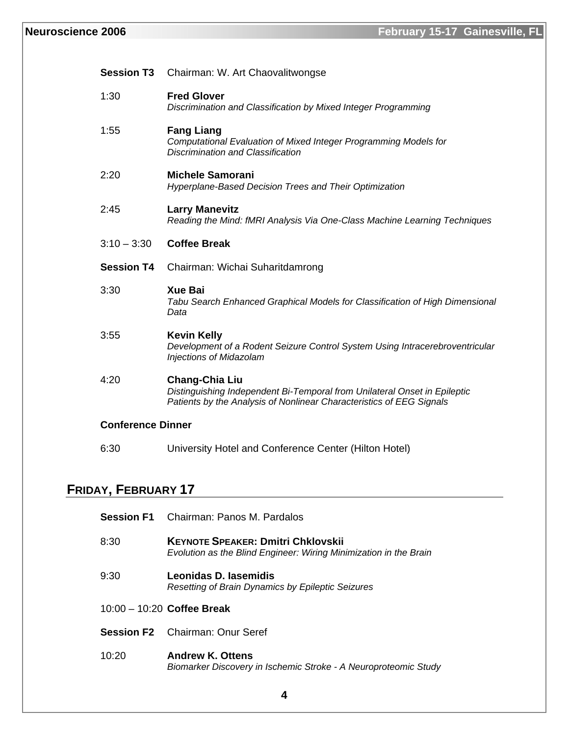**Session T3** Chairman: W. Art Chaovalitwongse

1:30 **Fred Glover**
*Discrimination and Classification by Mixed Integer Programming*

1:55 **Fang Liang**
*Computational Evaluation of Mixed Integer Programming Models for Discrimination and Classification*

2:20 **Michele Samorani**
*Hyperplane-Based Decision Trees and Their Optimization*

2:45 **Larry Manevitz**
*Reading the Mind: fMRI Analysis Via One-Class Machine Learning Techniques*

3:10 – 3:30 **Coffee Break**

**Session T4** Chairman: Wichai Suharitdamrong

3:30 **Xue Bai**
*Tabu Search Enhanced Graphical Models for Classification of High Dimensional Data*

3:55 **Kevin Kelly**
*Development of a Rodent Seizure Control System Using Intracerebroventricular Injections of Midazolam*

4:20 **Chang-Chia Liu**
*Distinguishing Independent Bi-Temporal from Unilateral Onset in Epileptic Patients by the Analysis of Nonlinear Characteristics of EEG Signals*

**Conference Dinner**

6:30 University Hotel and Conference Center (Hilton Hotel)

## FRIDAY, FEBRUARY 17

**Session F1** Chairman: Panos M. Pardalos

8:30 **KEYNOTE SPEAKER: Dmitri Chklovskii**
*Evolution as the Blind Engineer: Wiring Minimization in the Brain*

9:30 **Leonidas D. Iasemidis**
*Resetting of Brain Dynamics by Epileptic Seizures*

10:00 – 10:20 **Coffee Break**

**Session F2** Chairman: Onur Seref

10:20 **Andrew K. Ottens**
*Biomarker Discovery in Ischemic Stroke - A Neuroproteomic Study*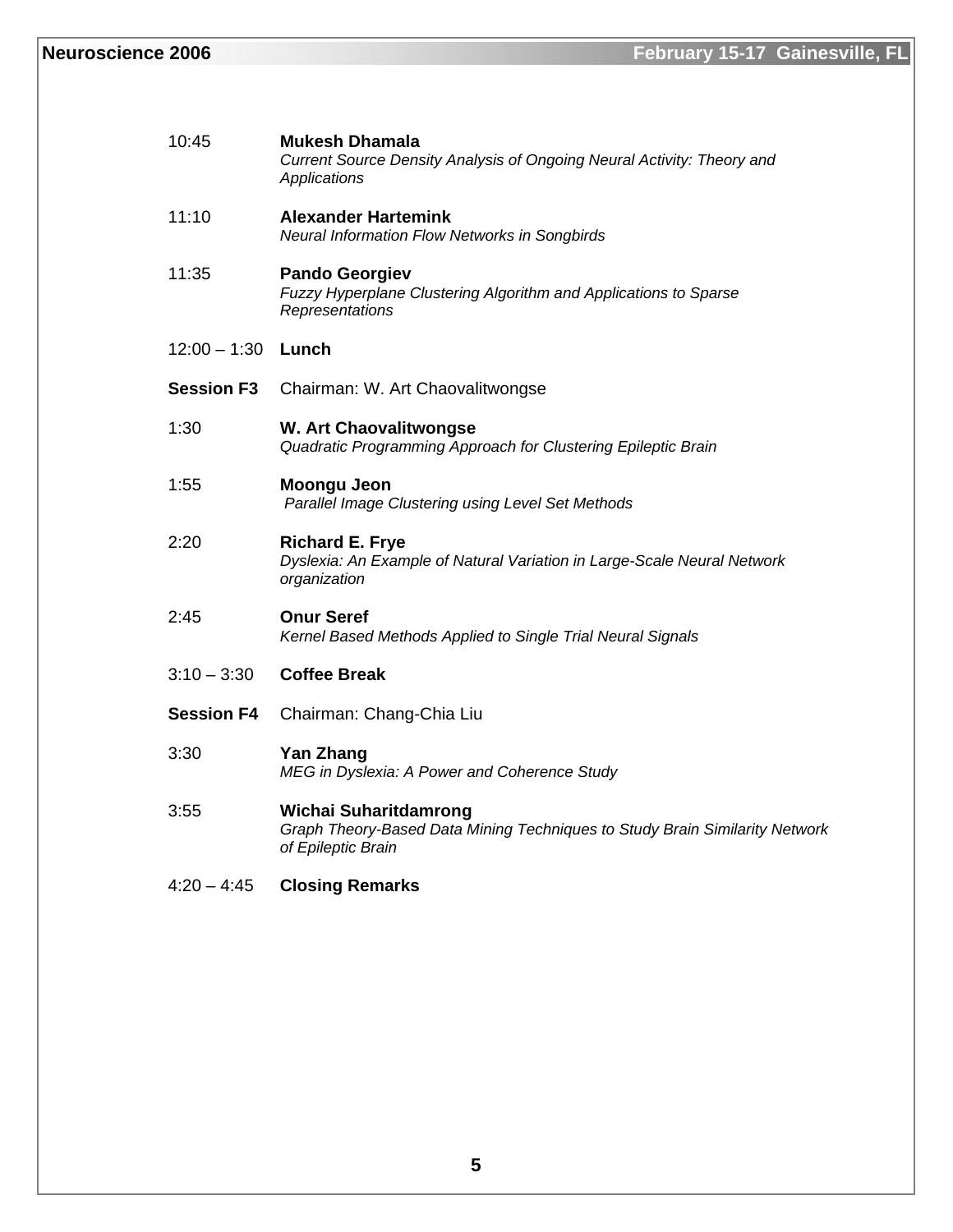10:45 **Mukesh Dhamala**
*Current Source Density Analysis of Ongoing Neural Activity: Theory and Applications*

11:10 **Alexander Hartemink**
*Neural Information Flow Networks in Songbirds*

11:35 **Pando Georgiev**
*Fuzzy Hyperplane Clustering Algorithm and Applications to Sparse Representations*

12:00 – 1:30 **Lunch**

**Session F3** Chairman: W. Art Chaovalitwongse

1:30 **W. Art Chaovalitwongse**
*Quadratic Programming Approach for Clustering Epileptic Brain*

1:55 **Moongu Jeon**
*Parallel Image Clustering using Level Set Methods*

2:20 **Richard E. Frye**
*Dyslexia: An Example of Natural Variation in Large-Scale Neural Network organization*

2:45 **Onur Seref**
*Kernel Based Methods Applied to Single Trial Neural Signals*

3:10 – 3:30 **Coffee Break**

**Session F4** Chairman: Chang-Chia Liu

3:30 **Yan Zhang**
*MEG in Dyslexia: A Power and Coherence Study*

3:55 **Wichai Suharitdamrong**
*Graph Theory-Based Data Mining Techniques to Study Brain Similarity Network of Epileptic Brain*

4:20 – 4:45 **Closing Remarks**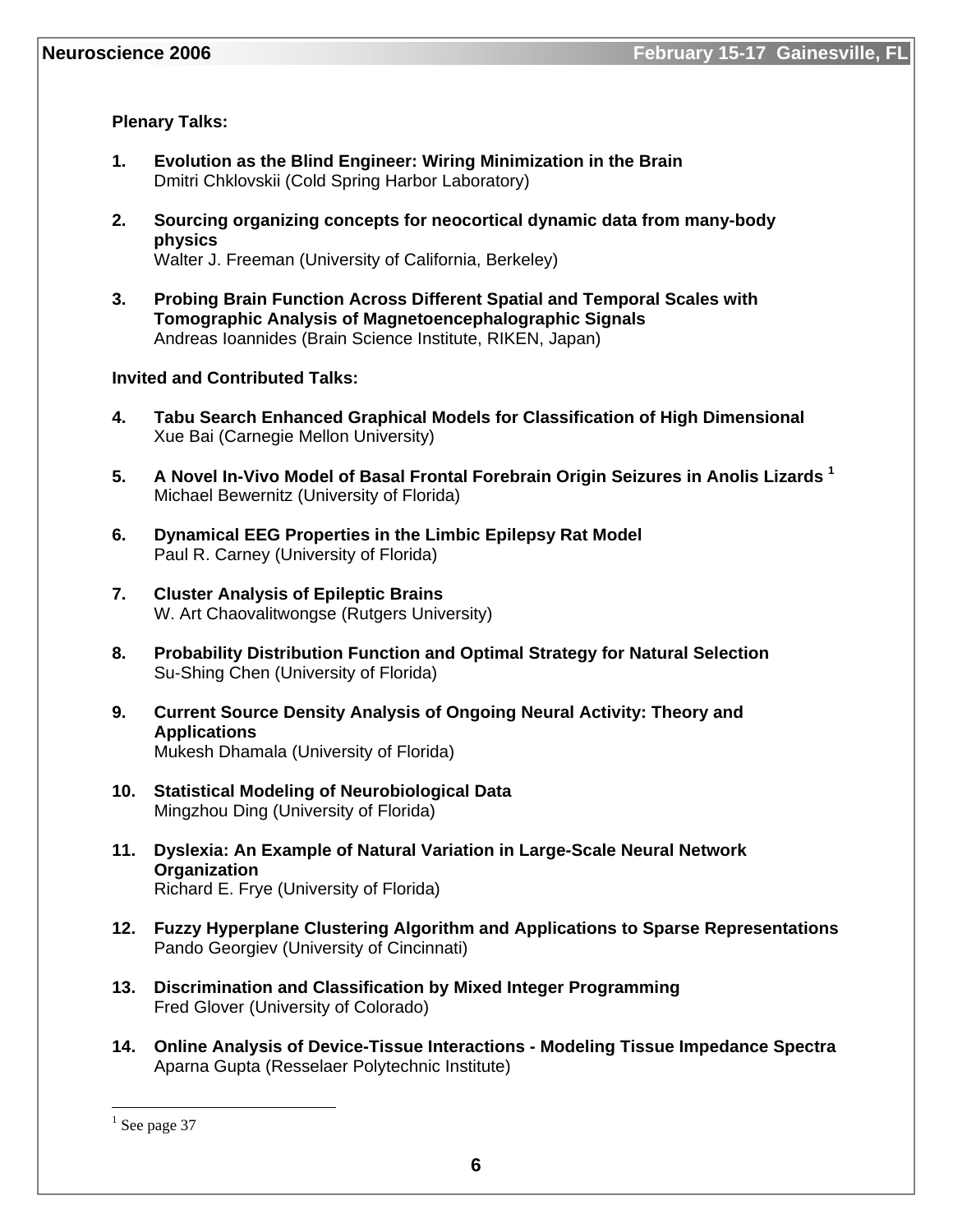**Plenary Talks:**

1. **Evolution as the Blind Engineer: Wiring Minimization in the Brain**
   Dmitri Chklovskii (Cold Spring Harbor Laboratory)

2. **Sourcing organizing concepts for neocortical dynamic data from many-body physics**
   Walter J. Freeman (University of California, Berkeley)

3. **Probing Brain Function Across Different Spatial and Temporal Scales with Tomographic Analysis of Magnetoencephalographic Signals**
   Andreas Ioannides (Brain Science Institute, RIKEN, Japan)

**Invited and Contributed Talks:**

4. **Tabu Search Enhanced Graphical Models for Classification of High Dimensional**
   Xue Bai (Carnegie Mellon University)

5. **A Novel In-Vivo Model of Basal Frontal Forebrain Origin Seizures in Anolis Lizards** [1]
   Michael Bewernitz (University of Florida)

6. **Dynamical EEG Properties in the Limbic Epilepsy Rat Model**
   Paul R. Carney (University of Florida)

7. **Cluster Analysis of Epileptic Brains**
   W. Art Chaovalitwongse (Rutgers University)

8. **Probability Distribution Function and Optimal Strategy for Natural Selection**
   Su-Shing Chen (University of Florida)

9. **Current Source Density Analysis of Ongoing Neural Activity: Theory and Applications**
   Mukesh Dhamala (University of Florida)

10. **Statistical Modeling of Neurobiological Data**
    Mingzhou Ding (University of Florida)

11. **Dyslexia: An Example of Natural Variation in Large-Scale Neural Network Organization**
    Richard E. Frye (University of Florida)

12. **Fuzzy Hyperplane Clustering Algorithm and Applications to Sparse Representations**
    Pando Georgiev (University of Cincinnati)

13. **Discrimination and Classification by Mixed Integer Programming**
    Fred Glover (University of Colorado)

14. **Online Analysis of Device-Tissue Interactions - Modeling Tissue Impedance Spectra**
    Aparna Gupta (Resselaer Polytechnic Institute)

---

[1] See page 37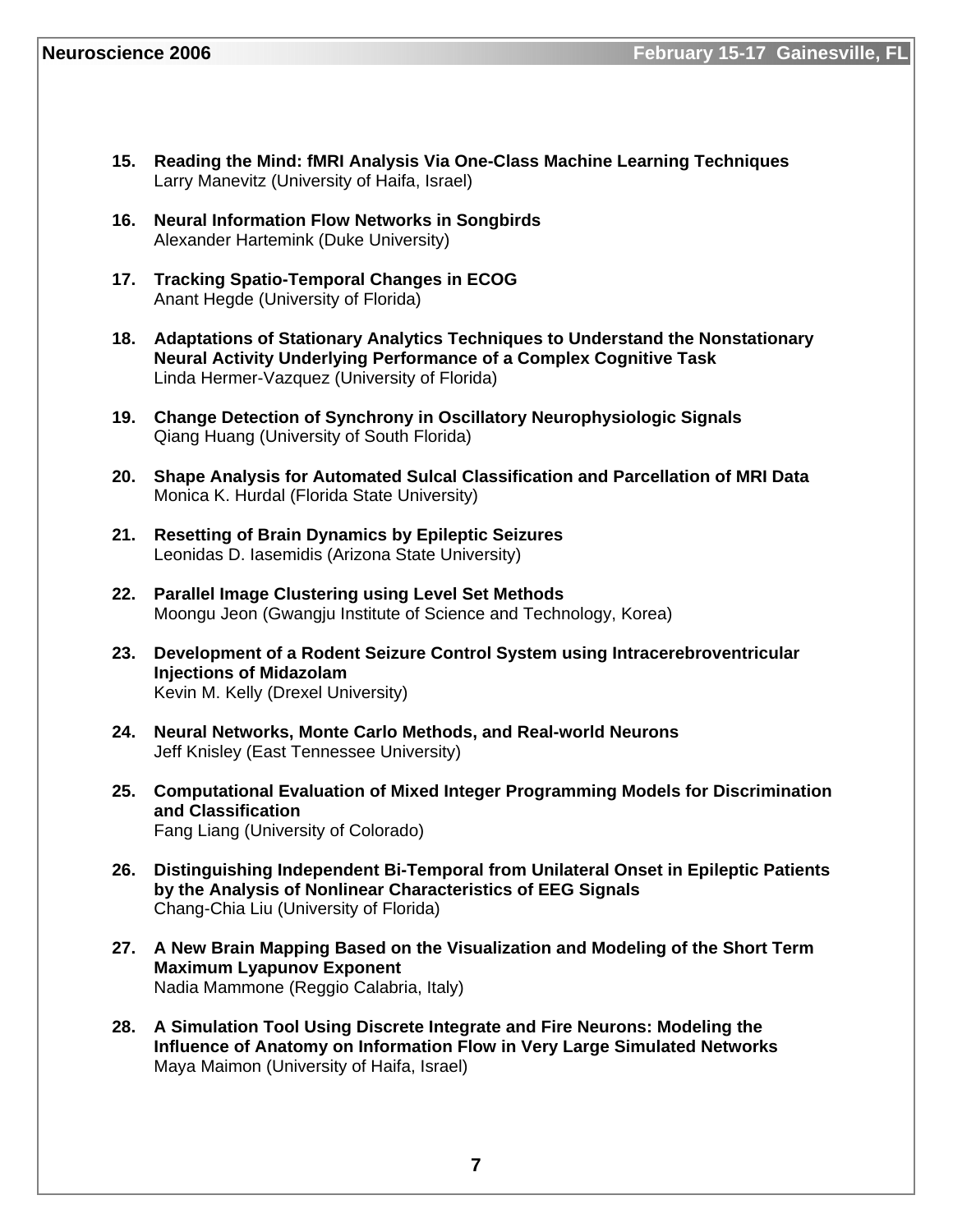15. **Reading the Mind: fMRI Analysis Via One-Class Machine Learning Techniques**
    Larry Manevitz (University of Haifa, Israel)

16. **Neural Information Flow Networks in Songbirds**
    Alexander Hartemink (Duke University)

17. **Tracking Spatio-Temporal Changes in ECOG**
    Anant Hegde (University of Florida)

18. **Adaptations of Stationary Analytics Techniques to Understand the Nonstationary Neural Activity Underlying Performance of a Complex Cognitive Task**
    Linda Hermer-Vazquez (University of Florida)

19. **Change Detection of Synchrony in Oscillatory Neurophysiologic Signals**
    Qiang Huang (University of South Florida)

20. **Shape Analysis for Automated Sulcal Classification and Parcellation of MRI Data**
    Monica K. Hurdal (Florida State University)

21. **Resetting of Brain Dynamics by Epileptic Seizures**
    Leonidas D. Iasemidis (Arizona State University)

22. **Parallel Image Clustering using Level Set Methods**
    Moongu Jeon (Gwangju Institute of Science and Technology, Korea)

23. **Development of a Rodent Seizure Control System using Intracerebroventricular Injections of Midazolam**
    Kevin M. Kelly (Drexel University)

24. **Neural Networks, Monte Carlo Methods, and Real-world Neurons**
    Jeff Knisley (East Tennessee University)

25. **Computational Evaluation of Mixed Integer Programming Models for Discrimination and Classification**
    Fang Liang (University of Colorado)

26. **Distinguishing Independent Bi-Temporal from Unilateral Onset in Epileptic Patients by the Analysis of Nonlinear Characteristics of EEG Signals**
    Chang-Chia Liu (University of Florida)

27. **A New Brain Mapping Based on the Visualization and Modeling of the Short Term Maximum Lyapunov Exponent**
    Nadia Mammone (Reggio Calabria, Italy)

28. **A Simulation Tool Using Discrete Integrate and Fire Neurons: Modeling the Influence of Anatomy on Information Flow in Very Large Simulated Networks**
    Maya Maimon (University of Haifa, Israel)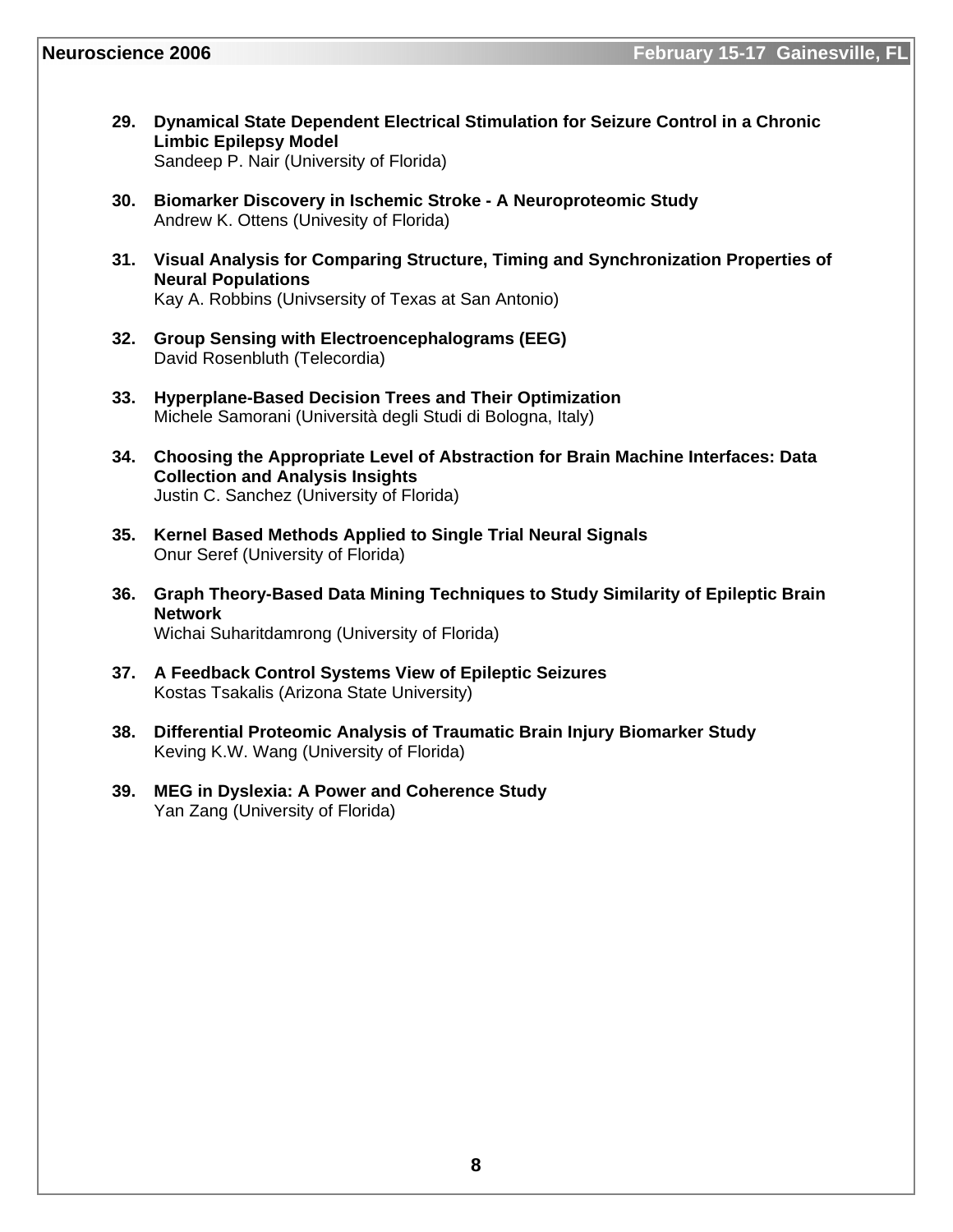29. **Dynamical State Dependent Electrical Stimulation for Seizure Control in a Chronic Limbic Epilepsy Model**
    Sandeep P. Nair (University of Florida)

30. **Biomarker Discovery in Ischemic Stroke - A Neuroproteomic Study**
    Andrew K. Ottens (Univesity of Florida)

31. **Visual Analysis for Comparing Structure, Timing and Synchronization Properties of Neural Populations**
    Kay A. Robbins (Univsersity of Texas at San Antonio)

32. **Group Sensing with Electroencephalograms (EEG)**
    David Rosenbluth (Telecordia)

33. **Hyperplane-Based Decision Trees and Their Optimization**
    Michele Samorani (Università degli Studi di Bologna, Italy)

34. **Choosing the Appropriate Level of Abstraction for Brain Machine Interfaces: Data Collection and Analysis Insights**
    Justin C. Sanchez (University of Florida)

35. **Kernel Based Methods Applied to Single Trial Neural Signals**
    Onur Seref (University of Florida)

36. **Graph Theory-Based Data Mining Techniques to Study Similarity of Epileptic Brain Network**
    Wichai Suharitdamrong (University of Florida)

37. **A Feedback Control Systems View of Epileptic Seizures**
    Kostas Tsakalis (Arizona State University)

38. **Differential Proteomic Analysis of Traumatic Brain Injury Biomarker Study**
    Keving K.W. Wang (University of Florida)

39. **MEG in Dyslexia: A Power and Coherence Study**
    Yan Zang (University of Florida)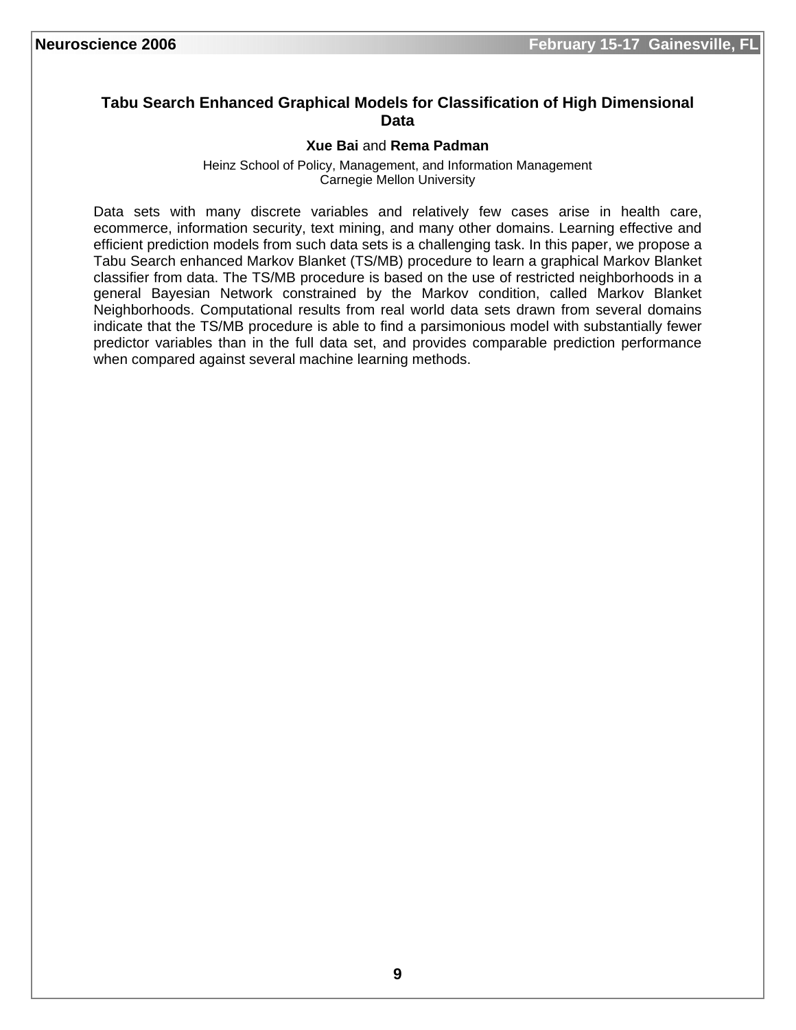## Tabu Search Enhanced Graphical Models for Classification of High Dimensional Data

**Xue Bai** and **Rema Padman**

Heinz School of Policy, Management, and Information Management
Carnegie Mellon University

Data sets with many discrete variables and relatively few cases arise in health care, ecommerce, information security, text mining, and many other domains. Learning effective and efficient prediction models from such data sets is a challenging task. In this paper, we propose a Tabu Search enhanced Markov Blanket (TS/MB) procedure to learn a graphical Markov Blanket classifier from data. The TS/MB procedure is based on the use of restricted neighborhoods in a general Bayesian Network constrained by the Markov condition, called Markov Blanket Neighborhoods. Computational results from real world data sets drawn from several domains indicate that the TS/MB procedure is able to find a parsimonious model with substantially fewer predictor variables than in the full data set, and provides comparable prediction performance when compared against several machine learning methods.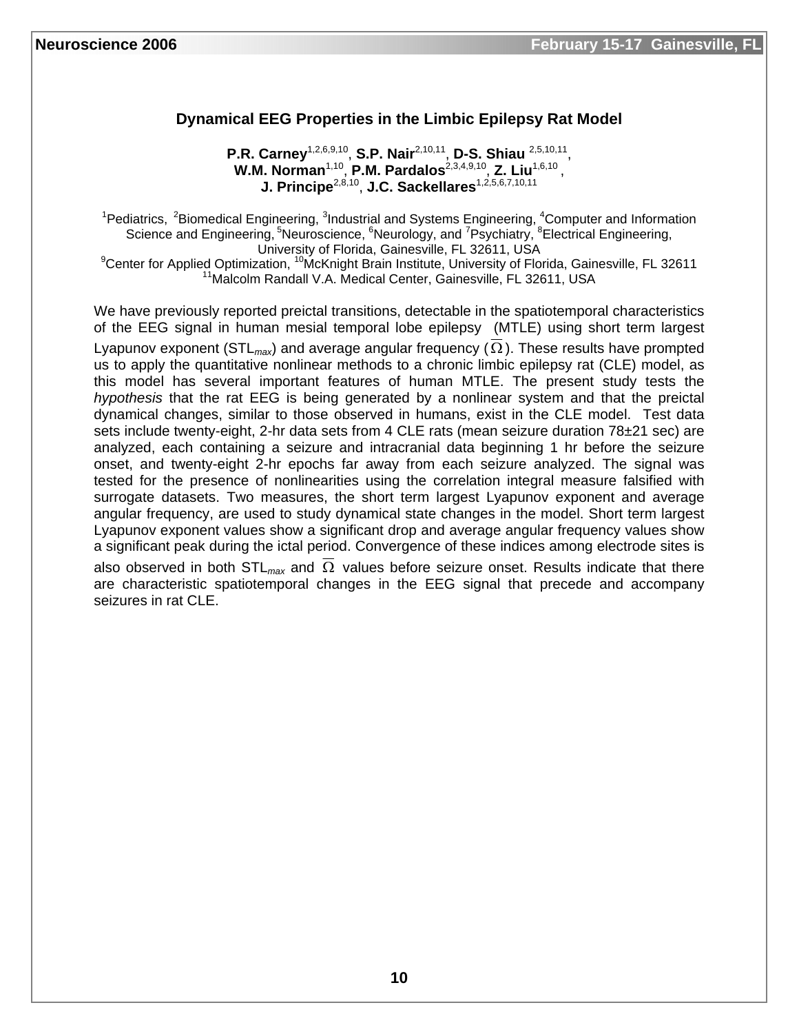## Dynamical EEG Properties in the Limbic Epilepsy Rat Model

**P.R. Carney**[1,2,6,9,10], **S.P. Nair**[2,10,11], **D-S. Shiau**[2,5,10,11], **W.M. Norman**[1,10], **P.M. Pardalos**[2,3,4,9,10], **Z. Liu**[1,6,10], **J. Principe**[2,8,10], **J.C. Sackellares**[1,2,5,6,7,10,11]

[1]Pediatrics, [2]Biomedical Engineering, [3]Industrial and Systems Engineering, [4]Computer and Information Science and Engineering, [5]Neuroscience, [6]Neurology, and [7]Psychiatry, [8]Electrical Engineering, University of Florida, Gainesville, FL 32611, USA
[9]Center for Applied Optimization, [10]McKnight Brain Institute, University of Florida, Gainesville, FL 32611
[11]Malcolm Randall V.A. Medical Center, Gainesville, FL 32611, USA

We have previously reported preictal transitions, detectable in the spatiotemporal characteristics of the EEG signal in human mesial temporal lobe epilepsy (MTLE) using short term largest Lyapunov exponent ($STL_{max}$) and average angular frequency ($\overline{\Omega}$). These results have prompted us to apply the quantitative nonlinear methods to a chronic limbic epilepsy rat (CLE) model, as this model has several important features of human MTLE. The present study tests the *hypothesis* that the rat EEG is being generated by a nonlinear system and that the preictal dynamical changes, similar to those observed in humans, exist in the CLE model. Test data sets include twenty-eight, 2-hr data sets from 4 CLE rats (mean seizure duration 78±21 sec) are analyzed, each containing a seizure and intracranial data beginning 1 hr before the seizure onset, and twenty-eight 2-hr epochs far away from each seizure analyzed. The signal was tested for the presence of nonlinearities using the correlation integral measure falsified with surrogate datasets. Two measures, the short term largest Lyapunov exponent and average angular frequency, are used to study dynamical state changes in the model. Short term largest Lyapunov exponent values show a significant drop and average angular frequency values show a significant peak during the ictal period. Convergence of these indices among electrode sites is also observed in both $STL_{max}$ and $\overline{\Omega}$ values before seizure onset. Results indicate that there are characteristic spatiotemporal changes in the EEG signal that precede and accompany seizures in rat CLE.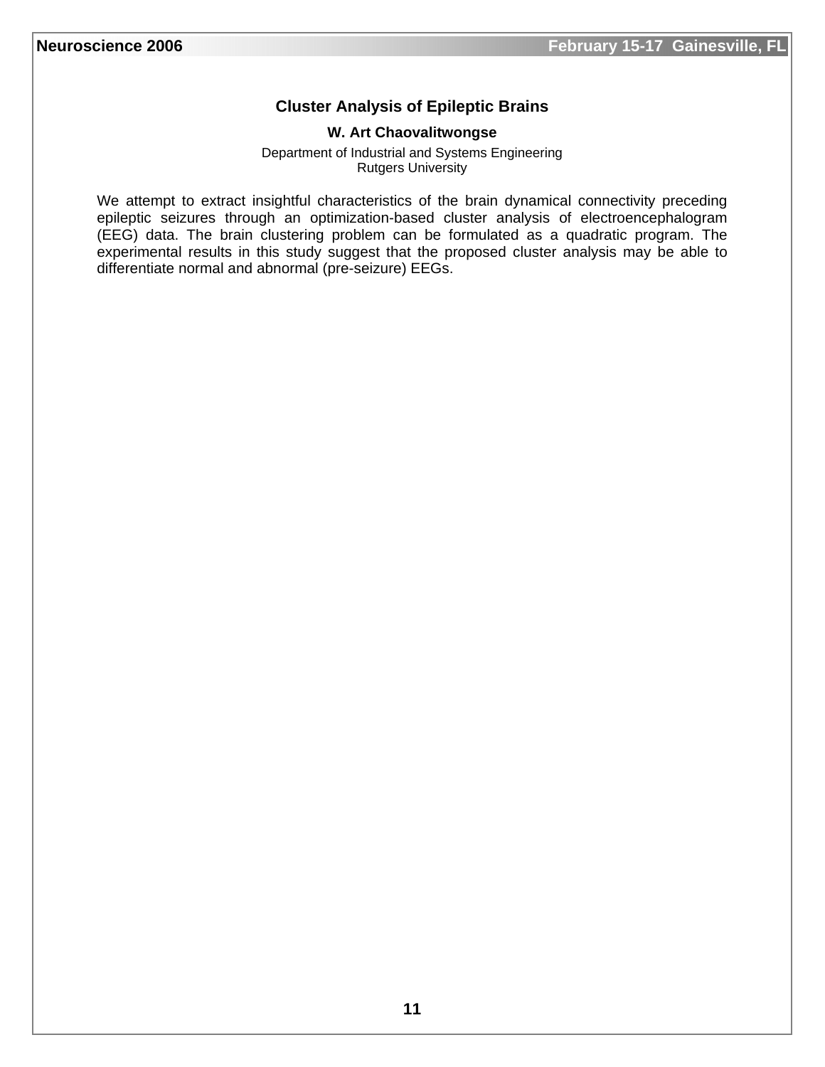## Cluster Analysis of Epileptic Brains

**W. Art Chaovalitwongse**

Department of Industrial and Systems Engineering
Rutgers University

We attempt to extract insightful characteristics of the brain dynamical connectivity preceding epileptic seizures through an optimization-based cluster analysis of electroencephalogram (EEG) data. The brain clustering problem can be formulated as a quadratic program. The experimental results in this study suggest that the proposed cluster analysis may be able to differentiate normal and abnormal (pre-seizure) EEGs.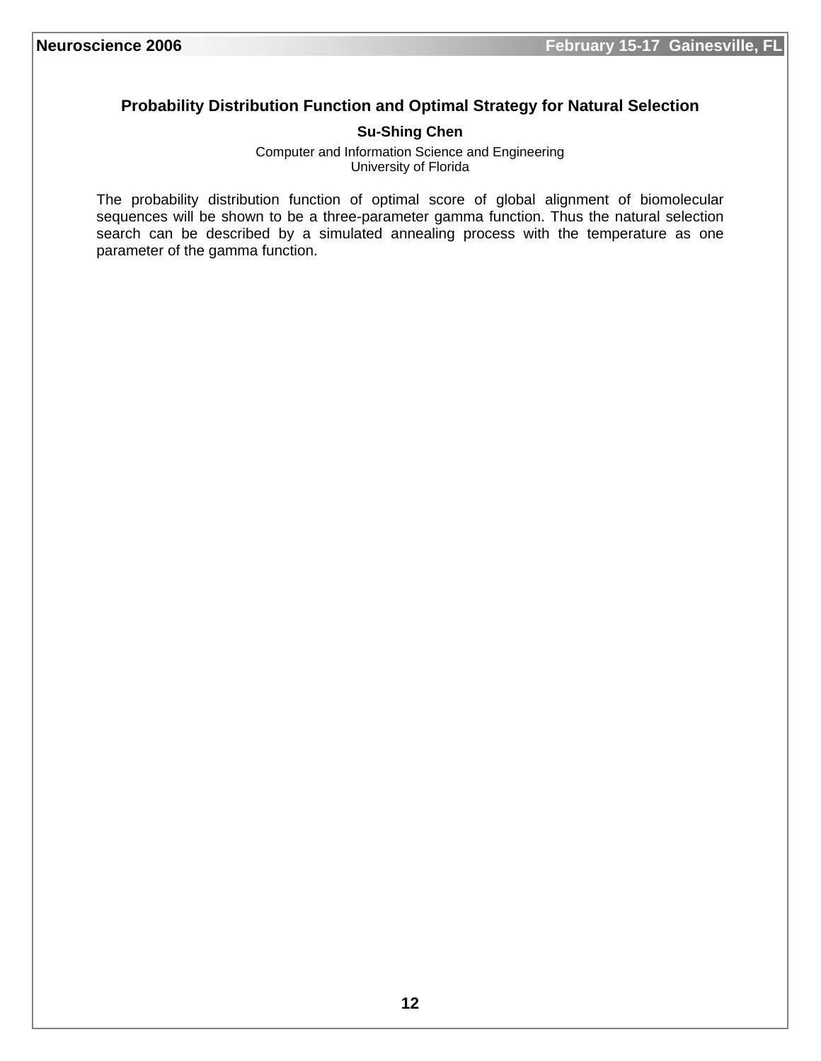## Probability Distribution Function and Optimal Strategy for Natural Selection

**Su-Shing Chen**

Computer and Information Science and Engineering
University of Florida

The probability distribution function of optimal score of global alignment of biomolecular sequences will be shown to be a three-parameter gamma function. Thus the natural selection search can be described by a simulated annealing process with the temperature as one parameter of the gamma function.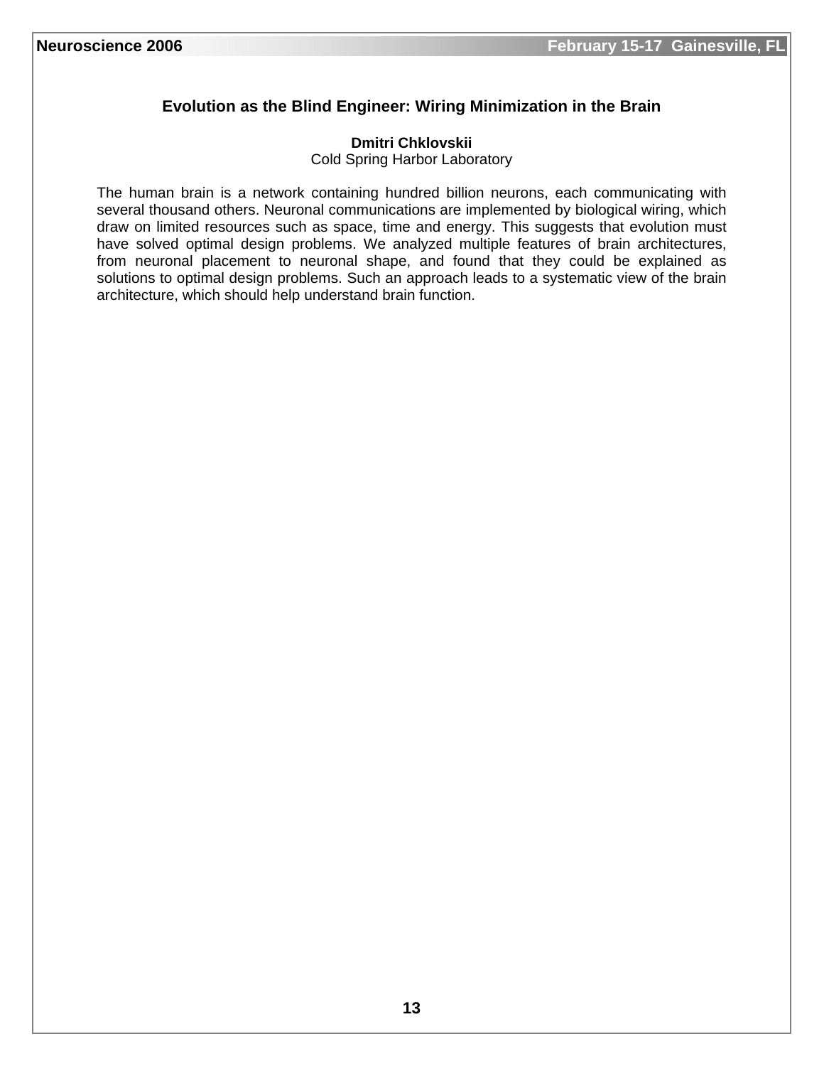## Evolution as the Blind Engineer: Wiring Minimization in the Brain

**Dmitri Chklovskii**
Cold Spring Harbor Laboratory

The human brain is a network containing hundred billion neurons, each communicating with several thousand others. Neuronal communications are implemented by biological wiring, which draw on limited resources such as space, time and energy. This suggests that evolution must have solved optimal design problems. We analyzed multiple features of brain architectures, from neuronal placement to neuronal shape, and found that they could be explained as solutions to optimal design problems. Such an approach leads to a systematic view of the brain architecture, which should help understand brain function.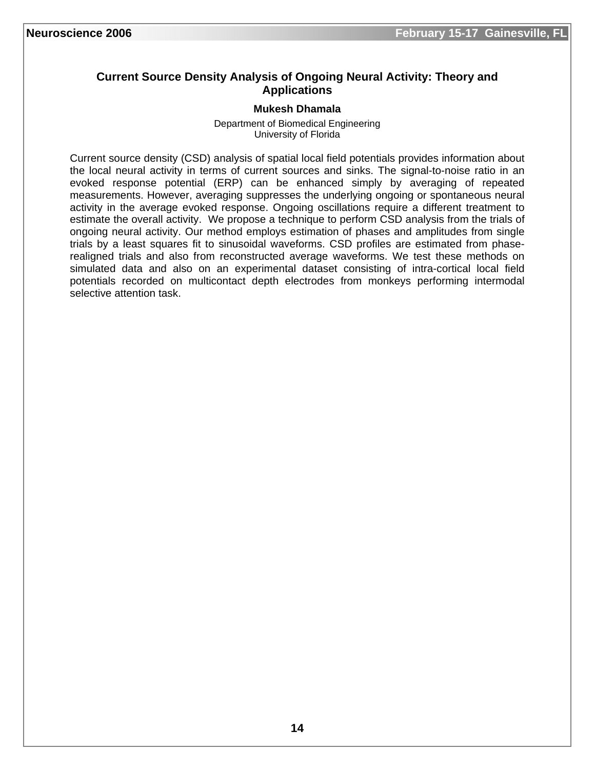## Current Source Density Analysis of Ongoing Neural Activity: Theory and Applications

**Mukesh Dhamala**

Department of Biomedical Engineering
University of Florida

Current source density (CSD) analysis of spatial local field potentials provides information about the local neural activity in terms of current sources and sinks. The signal-to-noise ratio in an evoked response potential (ERP) can be enhanced simply by averaging of repeated measurements. However, averaging suppresses the underlying ongoing or spontaneous neural activity in the average evoked response. Ongoing oscillations require a different treatment to estimate the overall activity. We propose a technique to perform CSD analysis from the trials of ongoing neural activity. Our method employs estimation of phases and amplitudes from single trials by a least squares fit to sinusoidal waveforms. CSD profiles are estimated from phase-realigned trials and also from reconstructed average waveforms. We test these methods on simulated data and also on an experimental dataset consisting of intra-cortical local field potentials recorded on multicontact depth electrodes from monkeys performing intermodal selective attention task.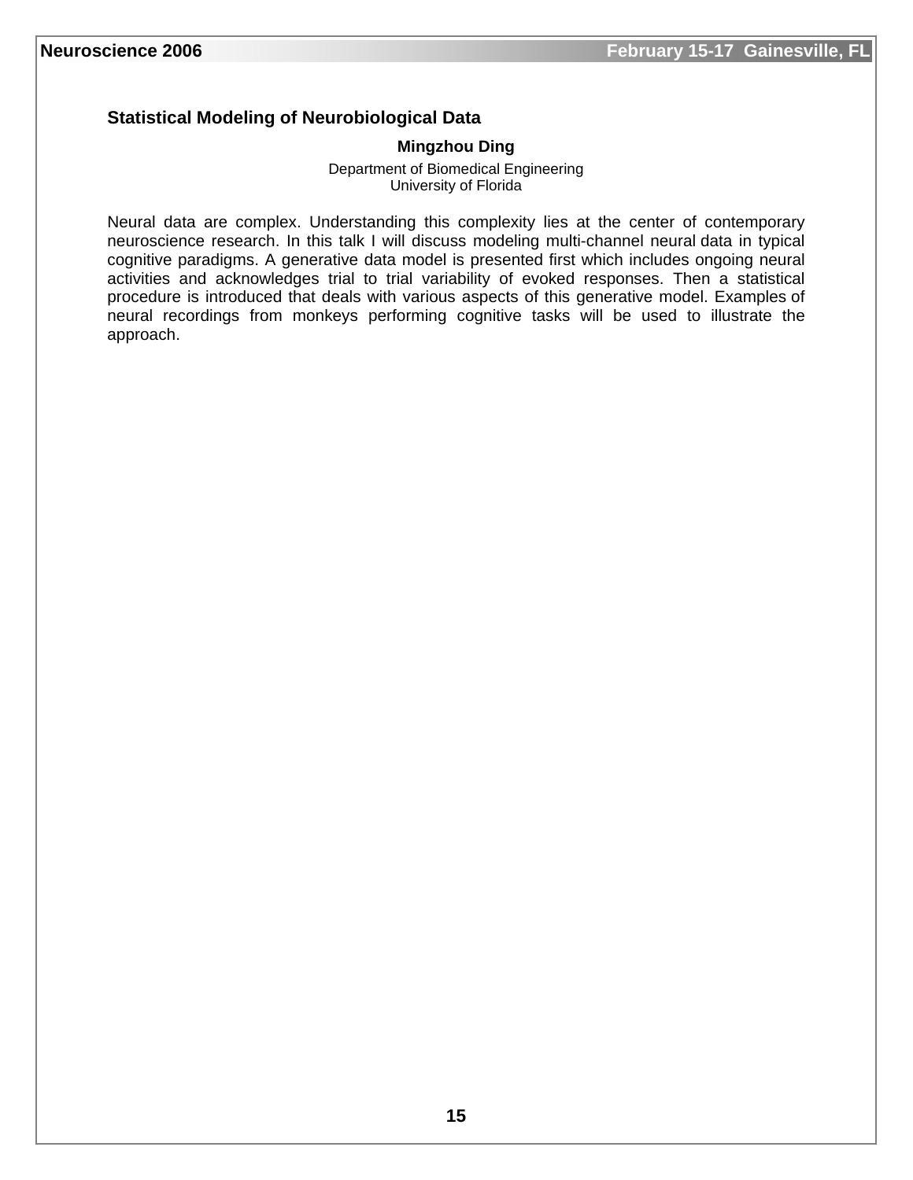## Statistical Modeling of Neurobiological Data

**Mingzhou Ding**

Department of Biomedical Engineering
University of Florida

Neural data are complex. Understanding this complexity lies at the center of contemporary neuroscience research. In this talk I will discuss modeling multi-channel neural data in typical cognitive paradigms. A generative data model is presented first which includes ongoing neural activities and acknowledges trial to trial variability of evoked responses. Then a statistical procedure is introduced that deals with various aspects of this generative model. Examples of neural recordings from monkeys performing cognitive tasks will be used to illustrate the approach.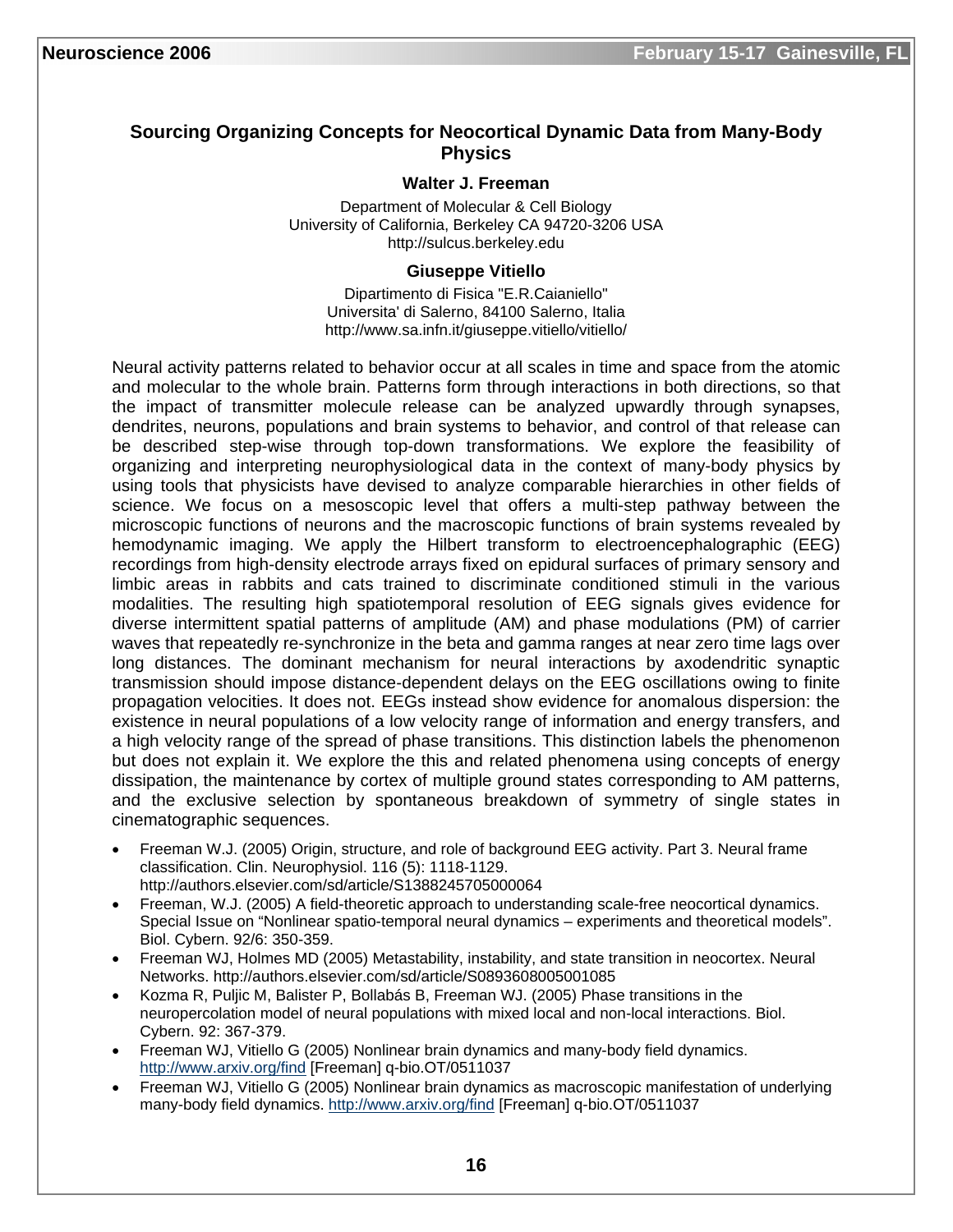## Sourcing Organizing Concepts for Neocortical Dynamic Data from Many-Body Physics

**Walter J. Freeman**

Department of Molecular & Cell Biology
University of California, Berkeley CA 94720-3206 USA
http://sulcus.berkeley.edu

**Giuseppe Vitiello**

Dipartimento di Fisica "E.R.Caianiello"
Universita' di Salerno, 84100 Salerno, Italia
http://www.sa.infn.it/giuseppe.vitiello/vitiello/

Neural activity patterns related to behavior occur at all scales in time and space from the atomic and molecular to the whole brain. Patterns form through interactions in both directions, so that the impact of transmitter molecule release can be analyzed upwardly through synapses, dendrites, neurons, populations and brain systems to behavior, and control of that release can be described step-wise through top-down transformations. We explore the feasibility of organizing and interpreting neurophysiological data in the context of many-body physics by using tools that physicists have devised to analyze comparable hierarchies in other fields of science. We focus on a mesoscopic level that offers a multi-step pathway between the microscopic functions of neurons and the macroscopic functions of brain systems revealed by hemodynamic imaging. We apply the Hilbert transform to electroencephalographic (EEG) recordings from high-density electrode arrays fixed on epidural surfaces of primary sensory and limbic areas in rabbits and cats trained to discriminate conditioned stimuli in the various modalities. The resulting high spatiotemporal resolution of EEG signals gives evidence for diverse intermittent spatial patterns of amplitude (AM) and phase modulations (PM) of carrier waves that repeatedly re-synchronize in the beta and gamma ranges at near zero time lags over long distances. The dominant mechanism for neural interactions by axodendritic synaptic transmission should impose distance-dependent delays on the EEG oscillations owing to finite propagation velocities. It does not. EEGs instead show evidence for anomalous dispersion: the existence in neural populations of a low velocity range of information and energy transfers, and a high velocity range of the spread of phase transitions. This distinction labels the phenomenon but does not explain it. We explore the this and related phenomena using concepts of energy dissipation, the maintenance by cortex of multiple ground states corresponding to AM patterns, and the exclusive selection by spontaneous breakdown of symmetry of single states in cinematographic sequences.

- Freeman W.J. (2005) Origin, structure, and role of background EEG activity. Part 3. Neural frame classification. Clin. Neurophysiol. 116 (5): 1118-1129. http://authors.elsevier.com/sd/article/S1388245705000064
- Freeman, W.J. (2005) A field-theoretic approach to understanding scale-free neocortical dynamics. Special Issue on "Nonlinear spatio-temporal neural dynamics – experiments and theoretical models". Biol. Cybern. 92/6: 350-359.
- Freeman WJ, Holmes MD (2005) Metastability, instability, and state transition in neocortex. Neural Networks. http://authors.elsevier.com/sd/article/S0893608005001085
- Kozma R, Puljic M, Balister P, Bollabás B, Freeman WJ. (2005) Phase transitions in the neuropercolation model of neural populations with mixed local and non-local interactions. Biol. Cybern. 92: 367-379.
- Freeman WJ, Vitiello G (2005) Nonlinear brain dynamics and many-body field dynamics. http://www.arxiv.org/find [Freeman] q-bio.OT/0511037
- Freeman WJ, Vitiello G (2005) Nonlinear brain dynamics as macroscopic manifestation of underlying many-body field dynamics. http://www.arxiv.org/find [Freeman] q-bio.OT/0511037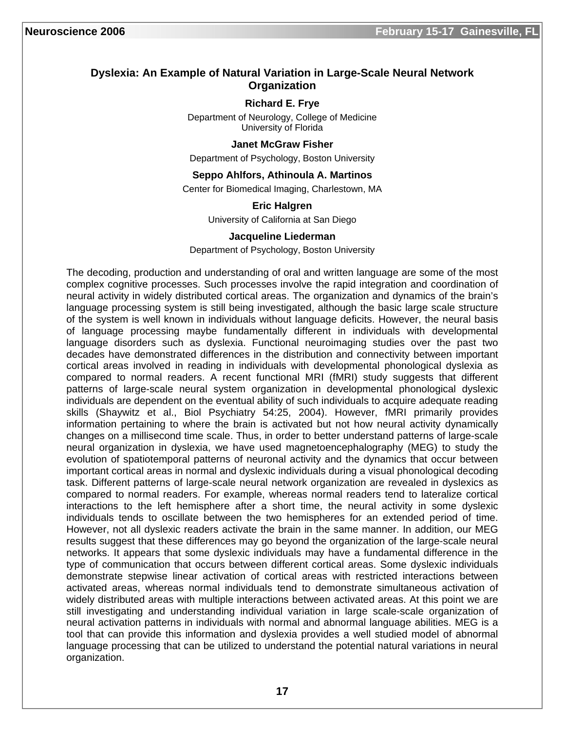## Dyslexia: An Example of Natural Variation in Large-Scale Neural Network Organization

**Richard E. Frye**

Department of Neurology, College of Medicine
University of Florida

**Janet McGraw Fisher**

Department of Psychology, Boston University

**Seppo Ahlfors, Athinoula A. Martinos**

Center for Biomedical Imaging, Charlestown, MA

**Eric Halgren**

University of California at San Diego

**Jacqueline Liederman**

Department of Psychology, Boston University

The decoding, production and understanding of oral and written language are some of the most complex cognitive processes. Such processes involve the rapid integration and coordination of neural activity in widely distributed cortical areas. The organization and dynamics of the brain's language processing system is still being investigated, although the basic large scale structure of the system is well known in individuals without language deficits. However, the neural basis of language processing maybe fundamentally different in individuals with developmental language disorders such as dyslexia. Functional neuroimaging studies over the past two decades have demonstrated differences in the distribution and connectivity between important cortical areas involved in reading in individuals with developmental phonological dyslexia as compared to normal readers. A recent functional MRI (fMRI) study suggests that different patterns of large-scale neural system organization in developmental phonological dyslexic individuals are dependent on the eventual ability of such individuals to acquire adequate reading skills (Shaywitz et al., Biol Psychiatry 54:25, 2004). However, fMRI primarily provides information pertaining to where the brain is activated but not how neural activity dynamically changes on a millisecond time scale. Thus, in order to better understand patterns of large-scale neural organization in dyslexia, we have used magnetoencephalography (MEG) to study the evolution of spatiotemporal patterns of neuronal activity and the dynamics that occur between important cortical areas in normal and dyslexic individuals during a visual phonological decoding task. Different patterns of large-scale neural network organization are revealed in dyslexics as compared to normal readers. For example, whereas normal readers tend to lateralize cortical interactions to the left hemisphere after a short time, the neural activity in some dyslexic individuals tends to oscillate between the two hemispheres for an extended period of time. However, not all dyslexic readers activate the brain in the same manner. In addition, our MEG results suggest that these differences may go beyond the organization of the large-scale neural networks. It appears that some dyslexic individuals may have a fundamental difference in the type of communication that occurs between different cortical areas. Some dyslexic individuals demonstrate stepwise linear activation of cortical areas with restricted interactions between activated areas, whereas normal individuals tend to demonstrate simultaneous activation of widely distributed areas with multiple interactions between activated areas. At this point we are still investigating and understanding individual variation in large scale-scale organization of neural activation patterns in individuals with normal and abnormal language abilities. MEG is a tool that can provide this information and dyslexia provides a well studied model of abnormal language processing that can be utilized to understand the potential natural variations in neural organization.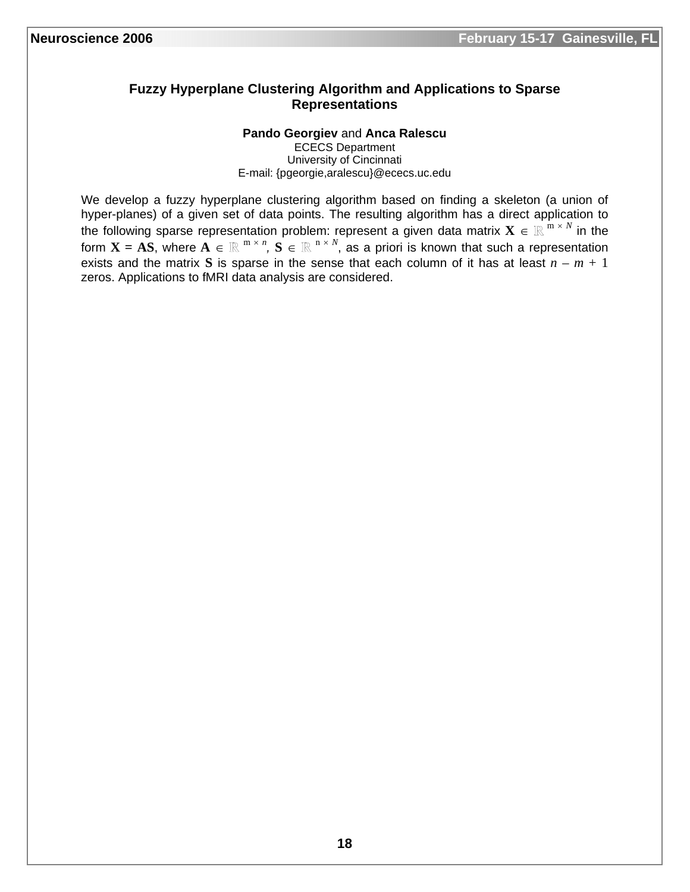### Fuzzy Hyperplane Clustering Algorithm and Applications to Sparse Representations

**Pando Georgiev** and **Anca Ralescu**
ECECS Department
University of Cincinnati
E-mail: {pgeorgie,aralescu}@ececs.uc.edu

We develop a fuzzy hyperplane clustering algorithm based on finding a skeleton (a union of hyper-planes) of a given set of data points. The resulting algorithm has a direct application to the following sparse representation problem: represent a given data matrix $\mathbf{X} \in \mathbb{R}^{m \times N}$ in the form $\mathbf{X} = \mathbf{AS}$, where $\mathbf{A} \in \mathbb{R}^{m \times n}$, $\mathbf{S} \in \mathbb{R}^{n \times N}$, as a priori is known that such a representation exists and the matrix $\mathbf{S}$ is sparse in the sense that each column of it has at least $n - m + 1$ zeros. Applications to fMRI data analysis are considered.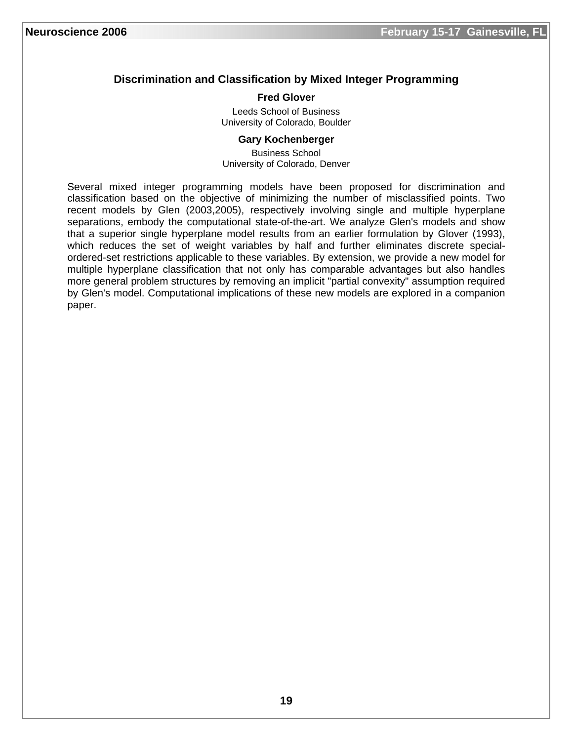## Discrimination and Classification by Mixed Integer Programming

**Fred Glover**

Leeds School of Business
University of Colorado, Boulder

**Gary Kochenberger**

Business School
University of Colorado, Denver

Several mixed integer programming models have been proposed for discrimination and classification based on the objective of minimizing the number of misclassified points. Two recent models by Glen (2003,2005), respectively involving single and multiple hyperplane separations, embody the computational state-of-the-art. We analyze Glen's models and show that a superior single hyperplane model results from an earlier formulation by Glover (1993), which reduces the set of weight variables by half and further eliminates discrete special-ordered-set restrictions applicable to these variables. By extension, we provide a new model for multiple hyperplane classification that not only has comparable advantages but also handles more general problem structures by removing an implicit "partial convexity" assumption required by Glen's model. Computational implications of these new models are explored in a companion paper.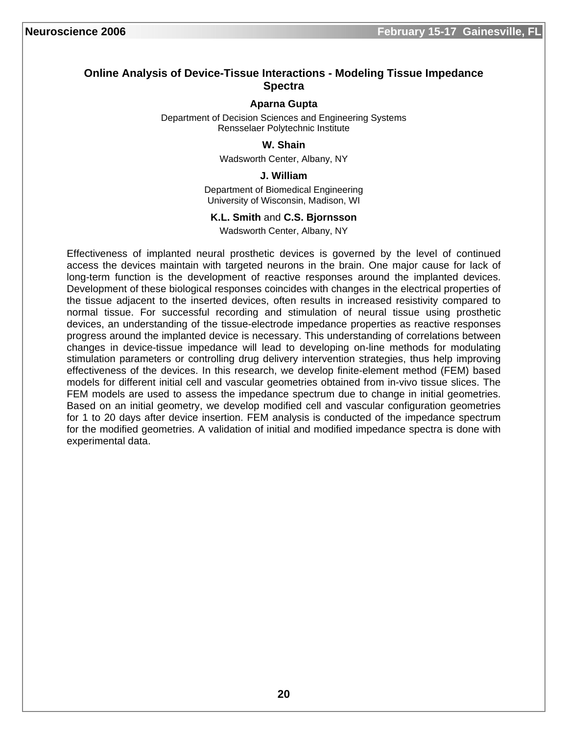## Online Analysis of Device-Tissue Interactions - Modeling Tissue Impedance Spectra

**Aparna Gupta**

Department of Decision Sciences and Engineering Systems
Rensselaer Polytechnic Institute

**W. Shain**

Wadsworth Center, Albany, NY

**J. William**

Department of Biomedical Engineering
University of Wisconsin, Madison, WI

**K.L. Smith** and **C.S. Bjornsson**

Wadsworth Center, Albany, NY

Effectiveness of implanted neural prosthetic devices is governed by the level of continued access the devices maintain with targeted neurons in the brain. One major cause for lack of long-term function is the development of reactive responses around the implanted devices. Development of these biological responses coincides with changes in the electrical properties of the tissue adjacent to the inserted devices, often results in increased resistivity compared to normal tissue. For successful recording and stimulation of neural tissue using prosthetic devices, an understanding of the tissue-electrode impedance properties as reactive responses progress around the implanted device is necessary. This understanding of correlations between changes in device-tissue impedance will lead to developing on-line methods for modulating stimulation parameters or controlling drug delivery intervention strategies, thus help improving effectiveness of the devices. In this research, we develop finite-element method (FEM) based models for different initial cell and vascular geometries obtained from in-vivo tissue slices. The FEM models are used to assess the impedance spectrum due to change in initial geometries. Based on an initial geometry, we develop modified cell and vascular configuration geometries for 1 to 20 days after device insertion. FEM analysis is conducted of the impedance spectrum for the modified geometries. A validation of initial and modified impedance spectra is done with experimental data.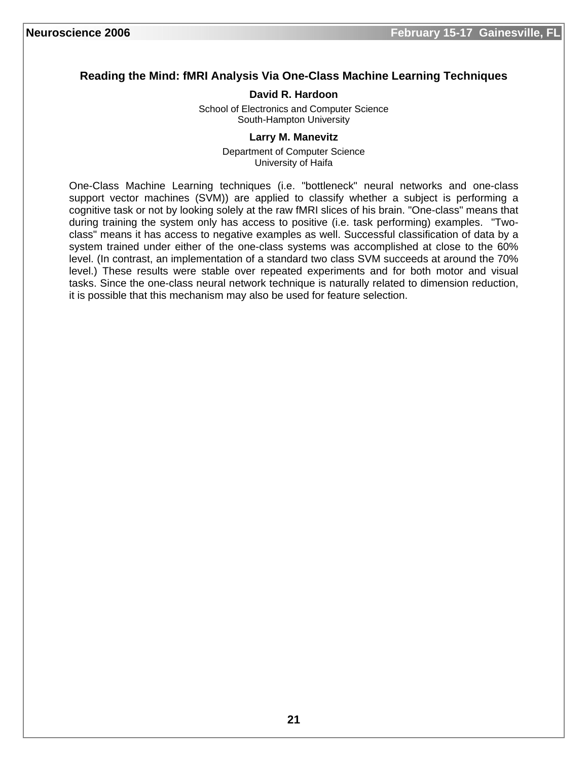## Reading the Mind: fMRI Analysis Via One-Class Machine Learning Techniques

**David R. Hardoon**

School of Electronics and Computer Science
South-Hampton University

**Larry M. Manevitz**

Department of Computer Science
University of Haifa

One-Class Machine Learning techniques (i.e. "bottleneck" neural networks and one-class support vector machines (SVM)) are applied to classify whether a subject is performing a cognitive task or not by looking solely at the raw fMRI slices of his brain. "One-class" means that during training the system only has access to positive (i.e. task performing) examples. "Two-class" means it has access to negative examples as well. Successful classification of data by a system trained under either of the one-class systems was accomplished at close to the 60% level. (In contrast, an implementation of a standard two class SVM succeeds at around the 70% level.) These results were stable over repeated experiments and for both motor and visual tasks. Since the one-class neural network technique is naturally related to dimension reduction, it is possible that this mechanism may also be used for feature selection.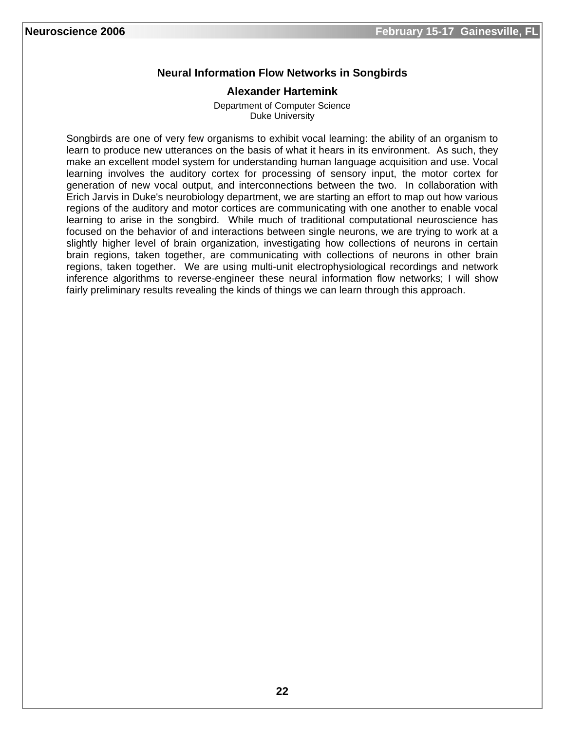## Neural Information Flow Networks in Songbirds

**Alexander Hartemink**

Department of Computer Science
Duke University

Songbirds are one of very few organisms to exhibit vocal learning: the ability of an organism to learn to produce new utterances on the basis of what it hears in its environment. As such, they make an excellent model system for understanding human language acquisition and use. Vocal learning involves the auditory cortex for processing of sensory input, the motor cortex for generation of new vocal output, and interconnections between the two. In collaboration with Erich Jarvis in Duke's neurobiology department, we are starting an effort to map out how various regions of the auditory and motor cortices are communicating with one another to enable vocal learning to arise in the songbird. While much of traditional computational neuroscience has focused on the behavior of and interactions between single neurons, we are trying to work at a slightly higher level of brain organization, investigating how collections of neurons in certain brain regions, taken together, are communicating with collections of neurons in other brain regions, taken together. We are using multi-unit electrophysiological recordings and network inference algorithms to reverse-engineer these neural information flow networks; I will show fairly preliminary results revealing the kinds of things we can learn through this approach.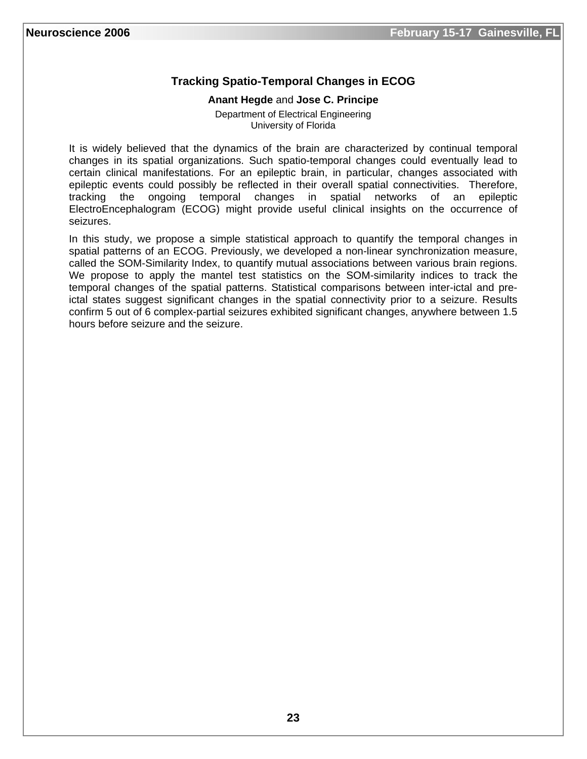## Tracking Spatio-Temporal Changes in ECOG

**Anant Hegde** and **Jose C. Principe**

Department of Electrical Engineering
University of Florida

It is widely believed that the dynamics of the brain are characterized by continual temporal changes in its spatial organizations. Such spatio-temporal changes could eventually lead to certain clinical manifestations. For an epileptic brain, in particular, changes associated with epileptic events could possibly be reflected in their overall spatial connectivities. Therefore, tracking the ongoing temporal changes in spatial networks of an epileptic ElectroEncephalogram (ECOG) might provide useful clinical insights on the occurrence of seizures.

In this study, we propose a simple statistical approach to quantify the temporal changes in spatial patterns of an ECOG. Previously, we developed a non-linear synchronization measure, called the SOM-Similarity Index, to quantify mutual associations between various brain regions. We propose to apply the mantel test statistics on the SOM-similarity indices to track the temporal changes of the spatial patterns. Statistical comparisons between inter-ictal and pre-ictal states suggest significant changes in the spatial connectivity prior to a seizure. Results confirm 5 out of 6 complex-partial seizures exhibited significant changes, anywhere between 1.5 hours before seizure and the seizure.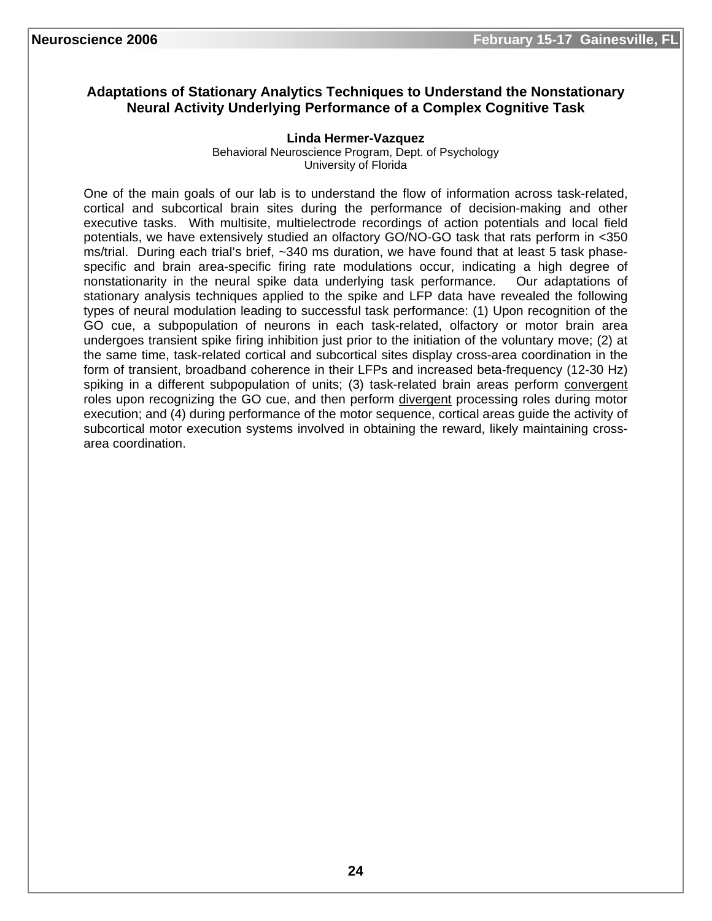## Adaptations of Stationary Analytics Techniques to Understand the Nonstationary Neural Activity Underlying Performance of a Complex Cognitive Task

**Linda Hermer-Vazquez**
Behavioral Neuroscience Program, Dept. of Psychology
University of Florida

One of the main goals of our lab is to understand the flow of information across task-related, cortical and subcortical brain sites during the performance of decision-making and other executive tasks. With multisite, multielectrode recordings of action potentials and local field potentials, we have extensively studied an olfactory GO/NO-GO task that rats perform in <350 ms/trial. During each trial's brief, ~340 ms duration, we have found that at least 5 task phase-specific and brain area-specific firing rate modulations occur, indicating a high degree of nonstationarity in the neural spike data underlying task performance. Our adaptations of stationary analysis techniques applied to the spike and LFP data have revealed the following types of neural modulation leading to successful task performance: (1) Upon recognition of the GO cue, a subpopulation of neurons in each task-related, olfactory or motor brain area undergoes transient spike firing inhibition just prior to the initiation of the voluntary move; (2) at the same time, task-related cortical and subcortical sites display cross-area coordination in the form of transient, broadband coherence in their LFPs and increased beta-frequency (12-30 Hz) spiking in a different subpopulation of units; (3) task-related brain areas perform <u>convergent</u> roles upon recognizing the GO cue, and then perform <u>divergent</u> processing roles during motor execution; and (4) during performance of the motor sequence, cortical areas guide the activity of subcortical motor execution systems involved in obtaining the reward, likely maintaining cross-area coordination.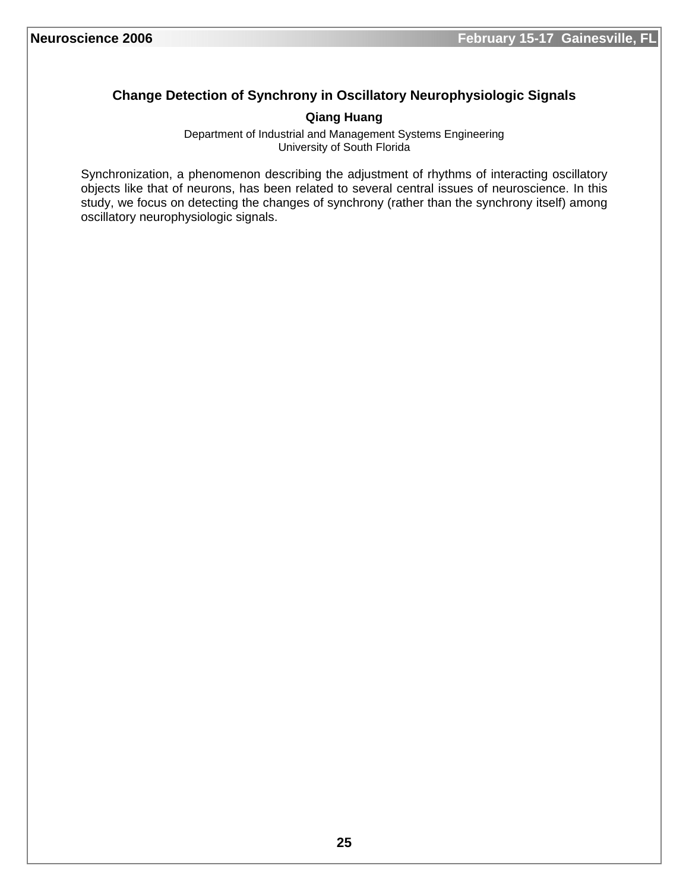## Change Detection of Synchrony in Oscillatory Neurophysiologic Signals

**Qiang Huang**

Department of Industrial and Management Systems Engineering
University of South Florida

Synchronization, a phenomenon describing the adjustment of rhythms of interacting oscillatory objects like that of neurons, has been related to several central issues of neuroscience. In this study, we focus on detecting the changes of synchrony (rather than the synchrony itself) among oscillatory neurophysiologic signals.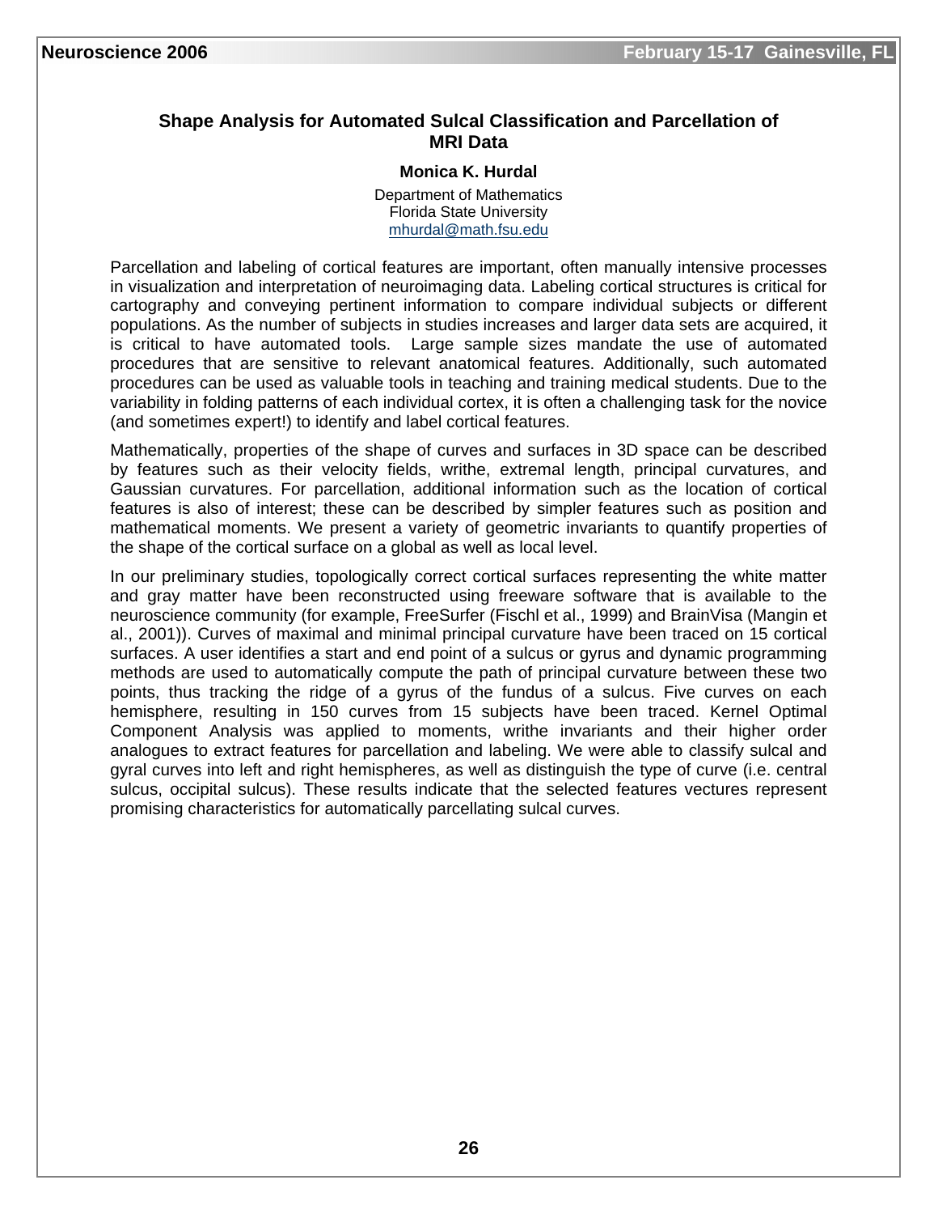## Shape Analysis for Automated Sulcal Classification and Parcellation of MRI Data

**Monica K. Hurdal**

Department of Mathematics
Florida State University
mhurdal@math.fsu.edu

Parcellation and labeling of cortical features are important, often manually intensive processes in visualization and interpretation of neuroimaging data. Labeling cortical structures is critical for cartography and conveying pertinent information to compare individual subjects or different populations. As the number of subjects in studies increases and larger data sets are acquired, it is critical to have automated tools. Large sample sizes mandate the use of automated procedures that are sensitive to relevant anatomical features. Additionally, such automated procedures can be used as valuable tools in teaching and training medical students. Due to the variability in folding patterns of each individual cortex, it is often a challenging task for the novice (and sometimes expert!) to identify and label cortical features.

Mathematically, properties of the shape of curves and surfaces in 3D space can be described by features such as their velocity fields, writhe, extremal length, principal curvatures, and Gaussian curvatures. For parcellation, additional information such as the location of cortical features is also of interest; these can be described by simpler features such as position and mathematical moments. We present a variety of geometric invariants to quantify properties of the shape of the cortical surface on a global as well as local level.

In our preliminary studies, topologically correct cortical surfaces representing the white matter and gray matter have been reconstructed using freeware software that is available to the neuroscience community (for example, FreeSurfer (Fischl et al., 1999) and BrainVisa (Mangin et al., 2001)). Curves of maximal and minimal principal curvature have been traced on 15 cortical surfaces. A user identifies a start and end point of a sulcus or gyrus and dynamic programming methods are used to automatically compute the path of principal curvature between these two points, thus tracking the ridge of a gyrus of the fundus of a sulcus. Five curves on each hemisphere, resulting in 150 curves from 15 subjects have been traced. Kernel Optimal Component Analysis was applied to moments, writhe invariants and their higher order analogues to extract features for parcellation and labeling. We were able to classify sulcal and gyral curves into left and right hemispheres, as well as distinguish the type of curve (i.e. central sulcus, occipital sulcus). These results indicate that the selected features vectures represent promising characteristics for automatically parcellating sulcal curves.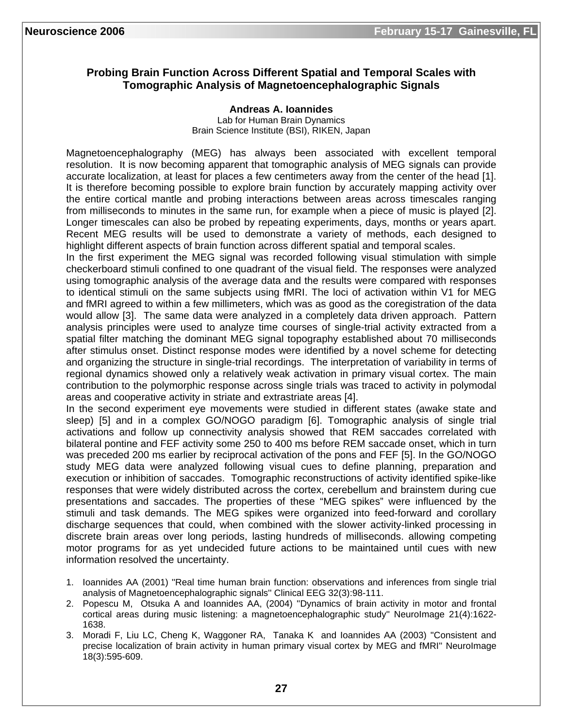## Probing Brain Function Across Different Spatial and Temporal Scales with Tomographic Analysis of Magnetoencephalographic Signals

**Andreas A. Ioannides**
Lab for Human Brain Dynamics
Brain Science Institute (BSI), RIKEN, Japan

Magnetoencephalography (MEG) has always been associated with excellent temporal resolution. It is now becoming apparent that tomographic analysis of MEG signals can provide accurate localization, at least for places a few centimeters away from the center of the head [1]. It is therefore becoming possible to explore brain function by accurately mapping activity over the entire cortical mantle and probing interactions between areas across timescales ranging from milliseconds to minutes in the same run, for example when a piece of music is played [2]. Longer timescales can also be probed by repeating experiments, days, months or years apart. Recent MEG results will be used to demonstrate a variety of methods, each designed to highlight different aspects of brain function across different spatial and temporal scales.

In the first experiment the MEG signal was recorded following visual stimulation with simple checkerboard stimuli confined to one quadrant of the visual field. The responses were analyzed using tomographic analysis of the average data and the results were compared with responses to identical stimuli on the same subjects using fMRI. The loci of activation within V1 for MEG and fMRI agreed to within a few millimeters, which was as good as the coregistration of the data would allow [3]. The same data were analyzed in a completely data driven approach. Pattern analysis principles were used to analyze time courses of single-trial activity extracted from a spatial filter matching the dominant MEG signal topography established about 70 milliseconds after stimulus onset. Distinct response modes were identified by a novel scheme for detecting and organizing the structure in single-trial recordings. The interpretation of variability in terms of regional dynamics showed only a relatively weak activation in primary visual cortex. The main contribution to the polymorphic response across single trials was traced to activity in polymodal areas and cooperative activity in striate and extrastriate areas [4].

In the second experiment eye movements were studied in different states (awake state and sleep) [5] and in a complex GO/NOGO paradigm [6]. Tomographic analysis of single trial activations and follow up connectivity analysis showed that REM saccades correlated with bilateral pontine and FEF activity some 250 to 400 ms before REM saccade onset, which in turn was preceded 200 ms earlier by reciprocal activation of the pons and FEF [5]. In the GO/NOGO study MEG data were analyzed following visual cues to define planning, preparation and execution or inhibition of saccades. Tomographic reconstructions of activity identified spike-like responses that were widely distributed across the cortex, cerebellum and brainstem during cue presentations and saccades. The properties of these “MEG spikes” were influenced by the stimuli and task demands. The MEG spikes were organized into feed-forward and corollary discharge sequences that could, when combined with the slower activity-linked processing in discrete brain areas over long periods, lasting hundreds of milliseconds. allowing competing motor programs for as yet undecided future actions to be maintained until cues with new information resolved the uncertainty.

1. Ioannides AA (2001) "Real time human brain function: observations and inferences from single trial analysis of Magnetoencephalographic signals" Clinical EEG 32(3):98-111.
2. Popescu M, Otsuka A and Ioannides AA, (2004) "Dynamics of brain activity in motor and frontal cortical areas during music listening: a magnetoencephalographic study" NeuroImage 21(4):1622-1638.
3. Moradi F, Liu LC, Cheng K, Waggoner RA, Tanaka K and Ioannides AA (2003) "Consistent and precise localization of brain activity in human primary visual cortex by MEG and fMRI" NeuroImage 18(3):595-609.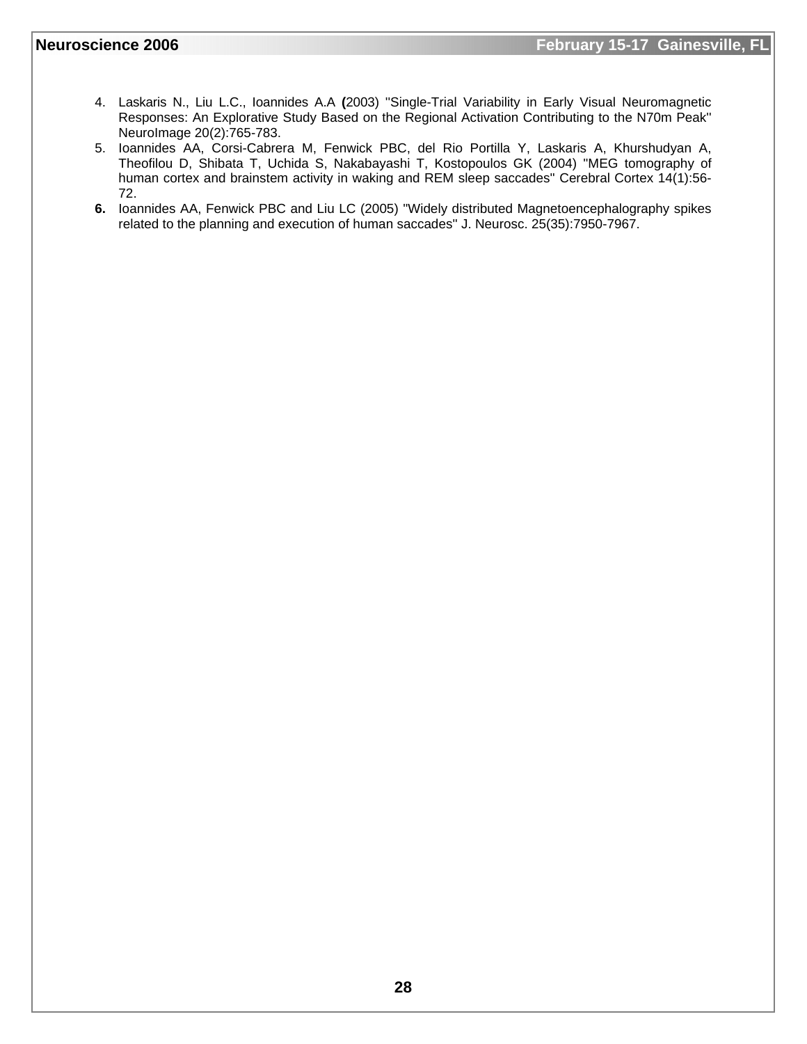4. Laskaris N., Liu L.C., Ioannides A.A **(**2003) "Single-Trial Variability in Early Visual Neuromagnetic Responses: An Explorative Study Based on the Regional Activation Contributing to the N70m Peak" NeuroImage 20(2):765-783.
5. Ioannides AA, Corsi-Cabrera M, Fenwick PBC, del Rio Portilla Y, Laskaris A, Khurshudyan A, Theofilou D, Shibata T, Uchida S, Nakabayashi T, Kostopoulos GK (2004) "MEG tomography of human cortex and brainstem activity in waking and REM sleep saccades" Cerebral Cortex 14(1):56-72.
6. Ioannides AA, Fenwick PBC and Liu LC (2005) "Widely distributed Magnetoencephalography spikes related to the planning and execution of human saccades" J. Neurosc. 25(35):7950-7967.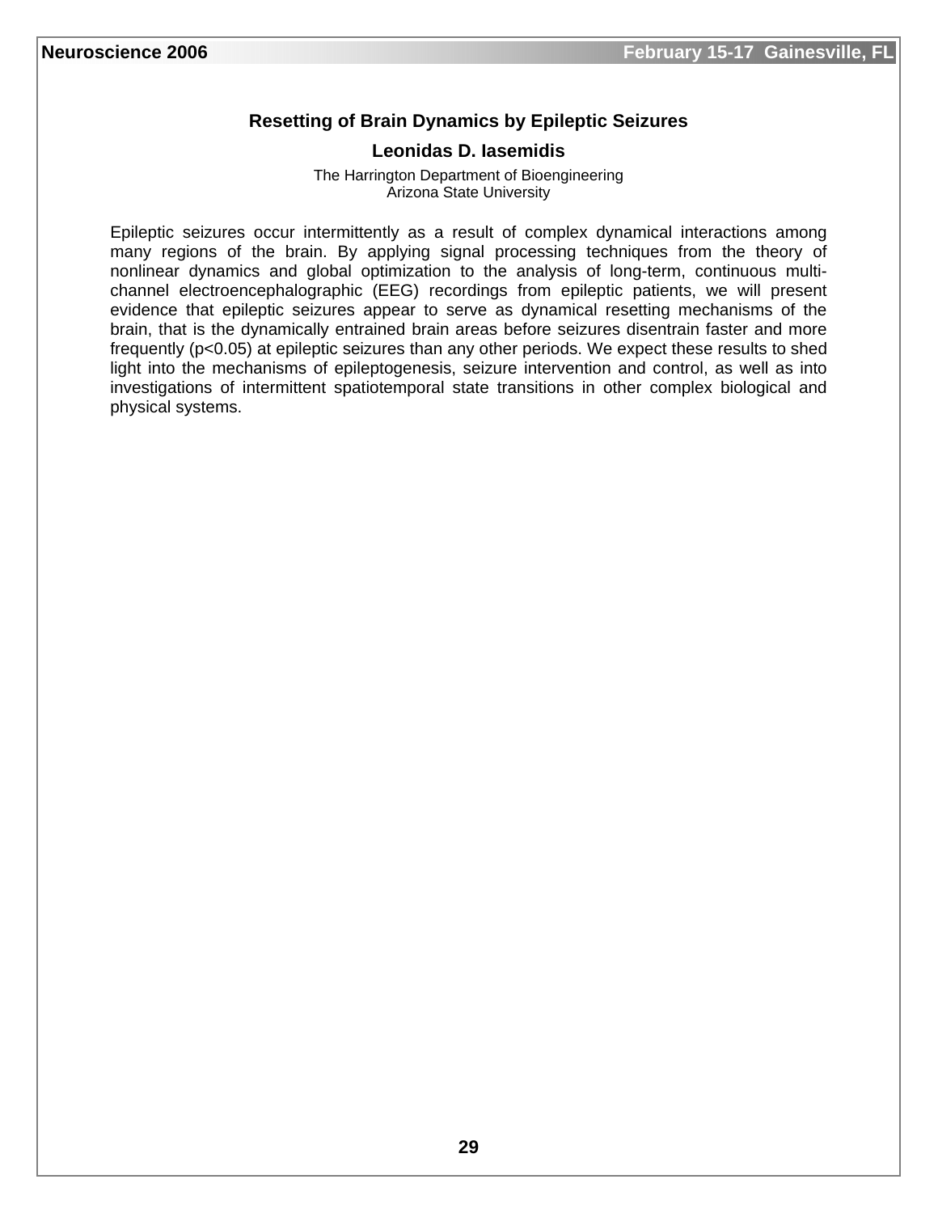## Resetting of Brain Dynamics by Epileptic Seizures

**Leonidas D. Iasemidis**

The Harrington Department of Bioengineering
Arizona State University

Epileptic seizures occur intermittently as a result of complex dynamical interactions among many regions of the brain. By applying signal processing techniques from the theory of nonlinear dynamics and global optimization to the analysis of long-term, continuous multi-channel electroencephalographic (EEG) recordings from epileptic patients, we will present evidence that epileptic seizures appear to serve as dynamical resetting mechanisms of the brain, that is the dynamically entrained brain areas before seizures disentrain faster and more frequently ($p<0.05$) at epileptic seizures than any other periods. We expect these results to shed light into the mechanisms of epileptogenesis, seizure intervention and control, as well as into investigations of intermittent spatiotemporal state transitions in other complex biological and physical systems.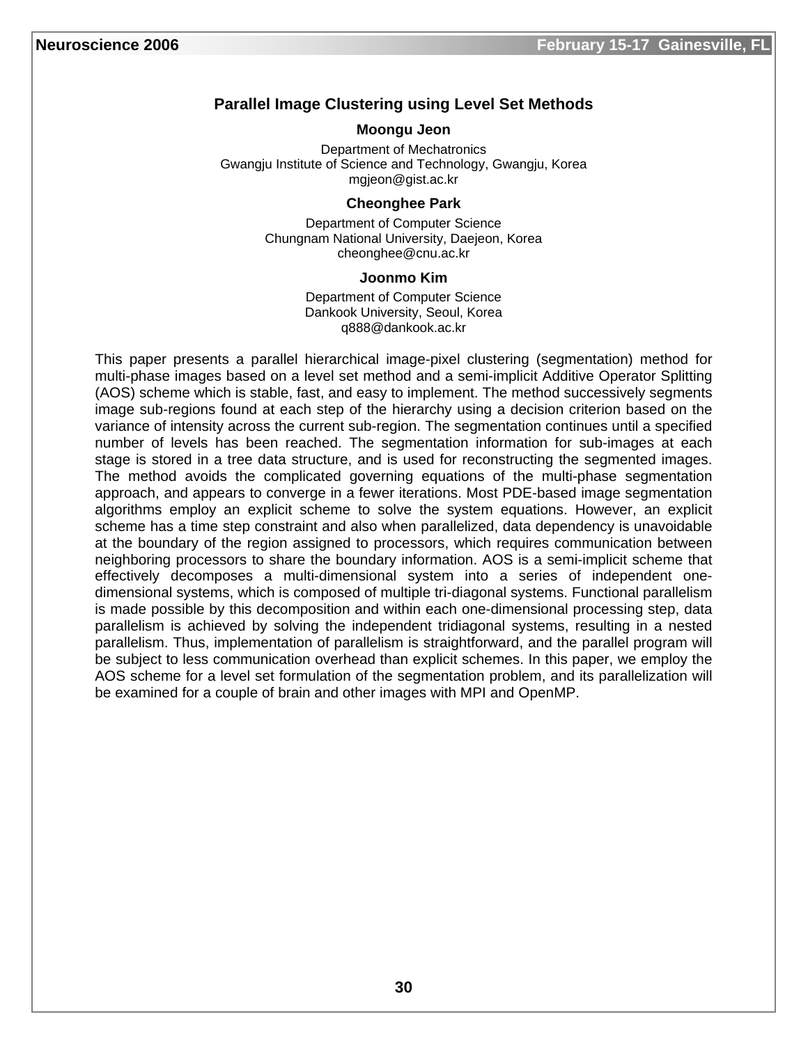## Parallel Image Clustering using Level Set Methods

**Moongu Jeon**

Department of Mechatronics
Gwangju Institute of Science and Technology, Gwangju, Korea
mgjeon@gist.ac.kr

**Cheonghee Park**

Department of Computer Science
Chungnam National University, Daejeon, Korea
cheonghee@cnu.ac.kr

**Joonmo Kim**

Department of Computer Science
Dankook University, Seoul, Korea
q888@dankook.ac.kr

This paper presents a parallel hierarchical image-pixel clustering (segmentation) method for multi-phase images based on a level set method and a semi-implicit Additive Operator Splitting (AOS) scheme which is stable, fast, and easy to implement. The method successively segments image sub-regions found at each step of the hierarchy using a decision criterion based on the variance of intensity across the current sub-region. The segmentation continues until a specified number of levels has been reached. The segmentation information for sub-images at each stage is stored in a tree data structure, and is used for reconstructing the segmented images. The method avoids the complicated governing equations of the multi-phase segmentation approach, and appears to converge in a fewer iterations. Most PDE-based image segmentation algorithms employ an explicit scheme to solve the system equations. However, an explicit scheme has a time step constraint and also when parallelized, data dependency is unavoidable at the boundary of the region assigned to processors, which requires communication between neighboring processors to share the boundary information. AOS is a semi-implicit scheme that effectively decomposes a multi-dimensional system into a series of independent one-dimensional systems, which is composed of multiple tri-diagonal systems. Functional parallelism is made possible by this decomposition and within each one-dimensional processing step, data parallelism is achieved by solving the independent tridiagonal systems, resulting in a nested parallelism. Thus, implementation of parallelism is straightforward, and the parallel program will be subject to less communication overhead than explicit schemes. In this paper, we employ the AOS scheme for a level set formulation of the segmentation problem, and its parallelization will be examined for a couple of brain and other images with MPI and OpenMP.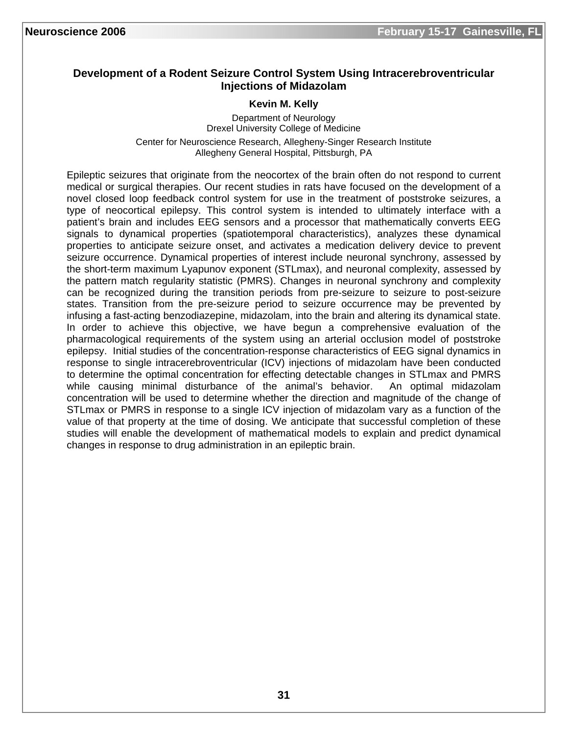## Development of a Rodent Seizure Control System Using Intracerebroventricular Injections of Midazolam

**Kevin M. Kelly**

Department of Neurology
Drexel University College of Medicine

Center for Neuroscience Research, Allegheny-Singer Research Institute
Allegheny General Hospital, Pittsburgh, PA

Epileptic seizures that originate from the neocortex of the brain often do not respond to current medical or surgical therapies. Our recent studies in rats have focused on the development of a novel closed loop feedback control system for use in the treatment of poststroke seizures, a type of neocortical epilepsy. This control system is intended to ultimately interface with a patient's brain and includes EEG sensors and a processor that mathematically converts EEG signals to dynamical properties (spatiotemporal characteristics), analyzes these dynamical properties to anticipate seizure onset, and activates a medication delivery device to prevent seizure occurrence. Dynamical properties of interest include neuronal synchrony, assessed by the short-term maximum Lyapunov exponent (STLmax), and neuronal complexity, assessed by the pattern match regularity statistic (PMRS). Changes in neuronal synchrony and complexity can be recognized during the transition periods from pre-seizure to seizure to post-seizure states. Transition from the pre-seizure period to seizure occurrence may be prevented by infusing a fast-acting benzodiazepine, midazolam, into the brain and altering its dynamical state. In order to achieve this objective, we have begun a comprehensive evaluation of the pharmacological requirements of the system using an arterial occlusion model of poststroke epilepsy. Initial studies of the concentration-response characteristics of EEG signal dynamics in response to single intracerebroventricular (ICV) injections of midazolam have been conducted to determine the optimal concentration for effecting detectable changes in STLmax and PMRS while causing minimal disturbance of the animal's behavior. An optimal midazolam concentration will be used to determine whether the direction and magnitude of the change of STLmax or PMRS in response to a single ICV injection of midazolam vary as a function of the value of that property at the time of dosing. We anticipate that successful completion of these studies will enable the development of mathematical models to explain and predict dynamical changes in response to drug administration in an epileptic brain.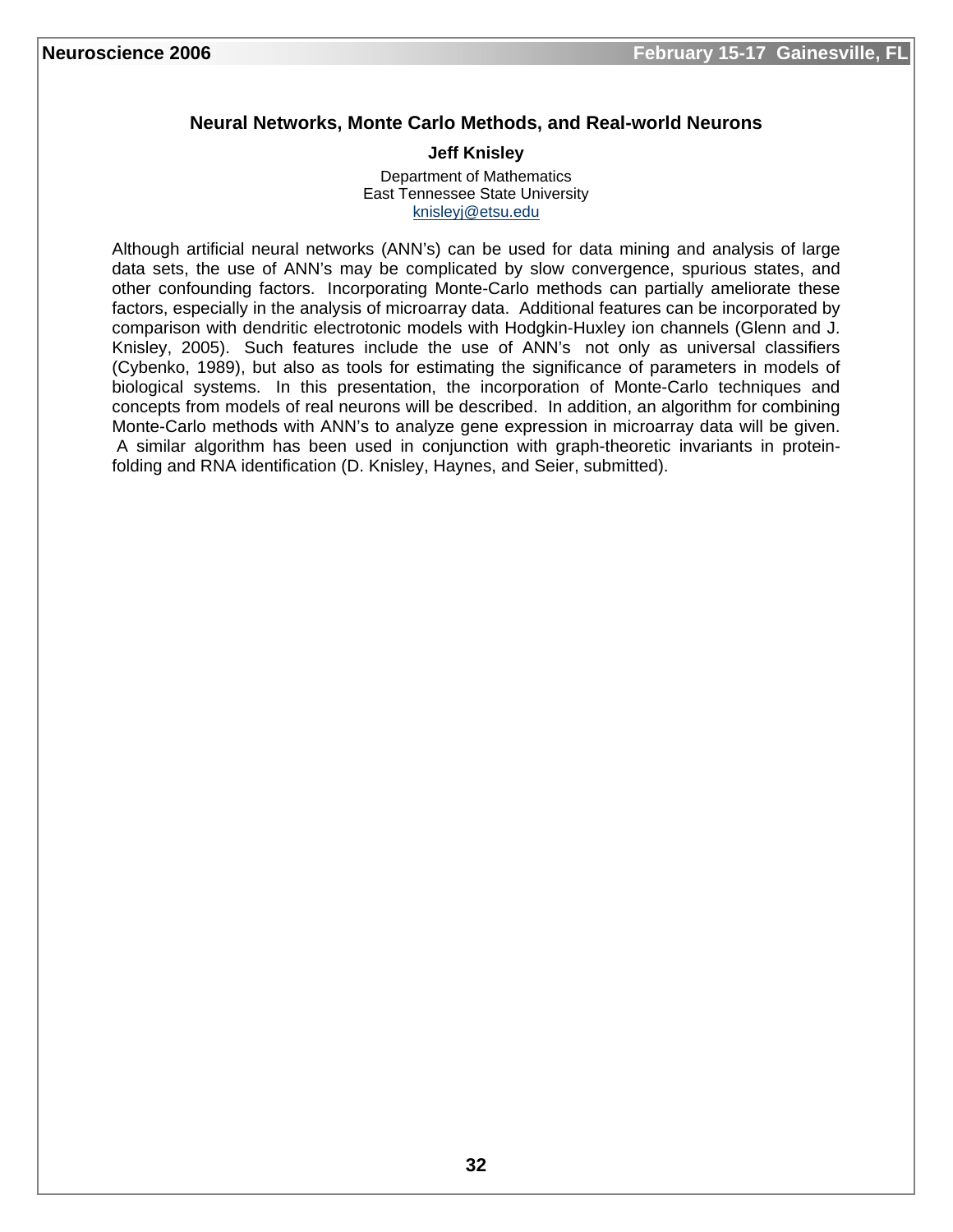## Neural Networks, Monte Carlo Methods, and Real-world Neurons

**Jeff Knisley**

Department of Mathematics
East Tennessee State University
knisleyj@etsu.edu

Although artificial neural networks (ANN's) can be used for data mining and analysis of large data sets, the use of ANN's may be complicated by slow convergence, spurious states, and other confounding factors. Incorporating Monte-Carlo methods can partially ameliorate these factors, especially in the analysis of microarray data. Additional features can be incorporated by comparison with dendritic electrotonic models with Hodgkin-Huxley ion channels (Glenn and J. Knisley, 2005). Such features include the use of ANN's not only as universal classifiers (Cybenko, 1989), but also as tools for estimating the significance of parameters in models of biological systems. In this presentation, the incorporation of Monte-Carlo techniques and concepts from models of real neurons will be described. In addition, an algorithm for combining Monte-Carlo methods with ANN's to analyze gene expression in microarray data will be given. A similar algorithm has been used in conjunction with graph-theoretic invariants in protein-folding and RNA identification (D. Knisley, Haynes, and Seier, submitted).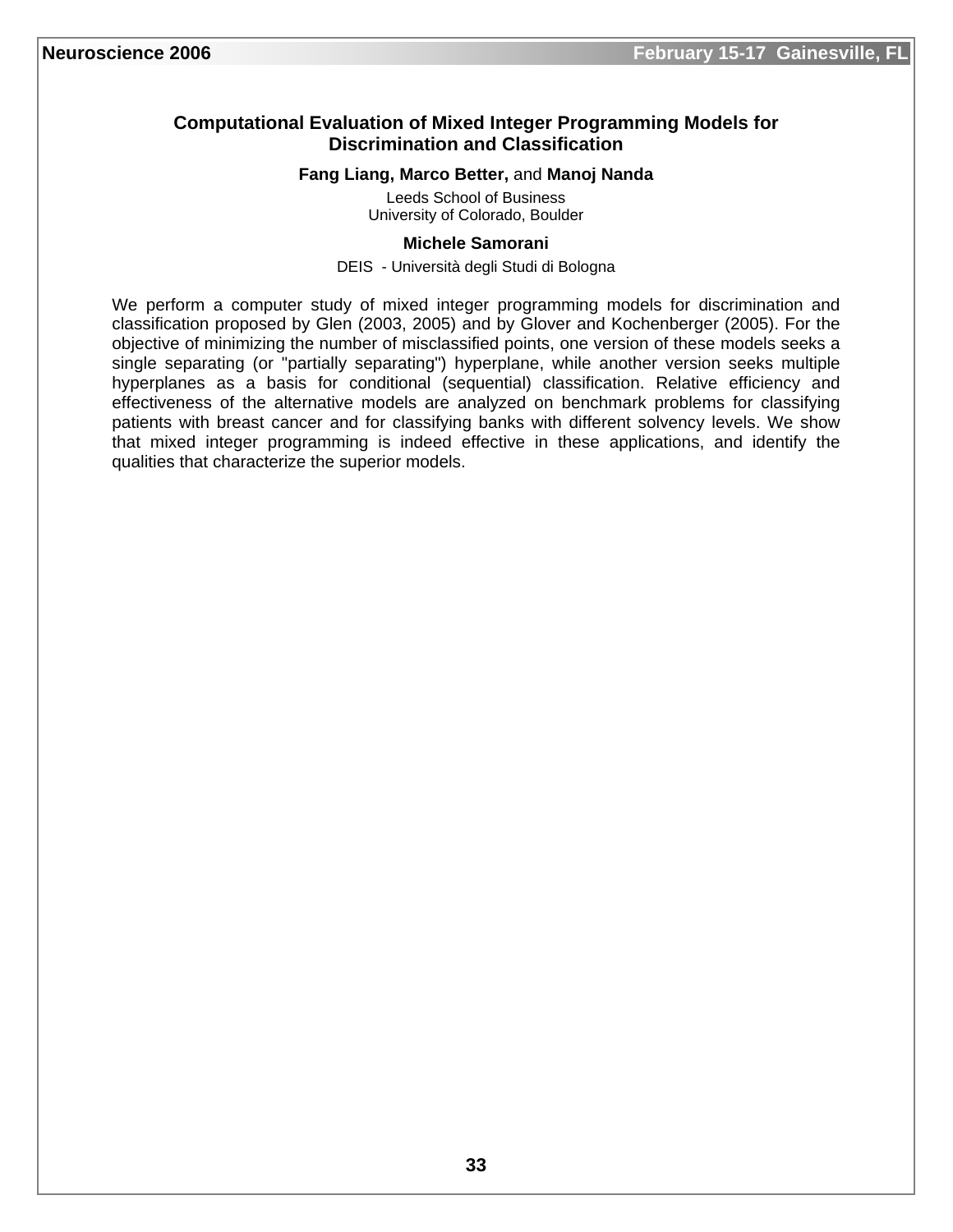## Computational Evaluation of Mixed Integer Programming Models for Discrimination and Classification

**Fang Liang, Marco Better,** and **Manoj Nanda**

Leeds School of Business
University of Colorado, Boulder

**Michele Samorani**

DEIS - Università degli Studi di Bologna

We perform a computer study of mixed integer programming models for discrimination and classification proposed by Glen (2003, 2005) and by Glover and Kochenberger (2005). For the objective of minimizing the number of misclassified points, one version of these models seeks a single separating (or "partially separating") hyperplane, while another version seeks multiple hyperplanes as a basis for conditional (sequential) classification. Relative efficiency and effectiveness of the alternative models are analyzed on benchmark problems for classifying patients with breast cancer and for classifying banks with different solvency levels. We show that mixed integer programming is indeed effective in these applications, and identify the qualities that characterize the superior models.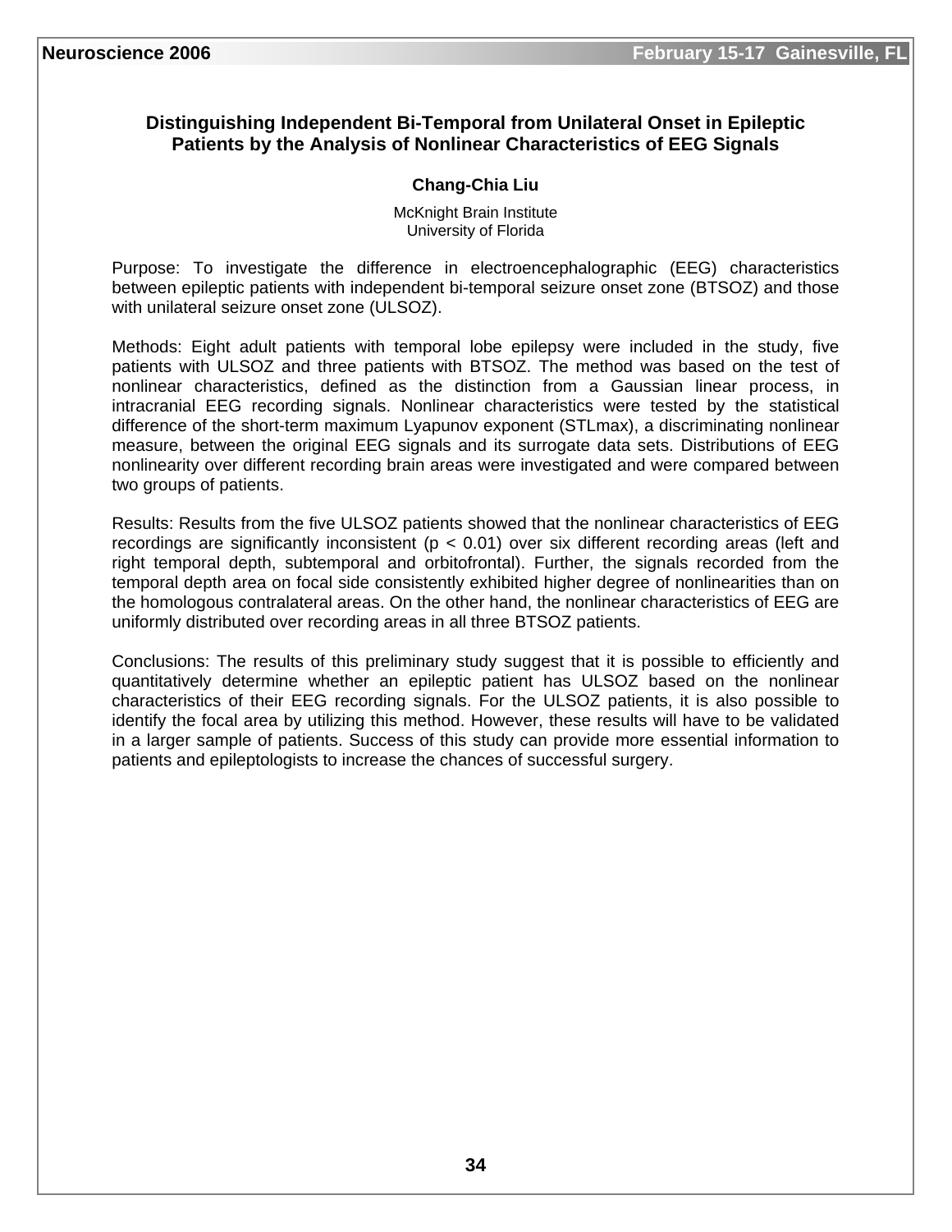# Distinguishing Independent Bi-Temporal from Unilateral Onset in Epileptic Patients by the Analysis of Nonlinear Characteristics of EEG Signals

**Chang-Chia Liu**

McKnight Brain Institute
University of Florida

Purpose: To investigate the difference in electroencephalographic (EEG) characteristics between epileptic patients with independent bi-temporal seizure onset zone (BTSOZ) and those with unilateral seizure onset zone (ULSOZ).

Methods: Eight adult patients with temporal lobe epilepsy were included in the study, five patients with ULSOZ and three patients with BTSOZ. The method was based on the test of nonlinear characteristics, defined as the distinction from a Gaussian linear process, in intracranial EEG recording signals. Nonlinear characteristics were tested by the statistical difference of the short-term maximum Lyapunov exponent (STLmax), a discriminating nonlinear measure, between the original EEG signals and its surrogate data sets. Distributions of EEG nonlinearity over different recording brain areas were investigated and were compared between two groups of patients.

Results: Results from the five ULSOZ patients showed that the nonlinear characteristics of EEG recordings are significantly inconsistent ($p < 0.01$) over six different recording areas (left and right temporal depth, subtemporal and orbitofrontal). Further, the signals recorded from the temporal depth area on focal side consistently exhibited higher degree of nonlinearities than on the homologous contralateral areas. On the other hand, the nonlinear characteristics of EEG are uniformly distributed over recording areas in all three BTSOZ patients.

Conclusions: The results of this preliminary study suggest that it is possible to efficiently and quantitatively determine whether an epileptic patient has ULSOZ based on the nonlinear characteristics of their EEG recording signals. For the ULSOZ patients, it is also possible to identify the focal area by utilizing this method. However, these results will have to be validated in a larger sample of patients. Success of this study can provide more essential information to patients and epileptologists to increase the chances of successful surgery.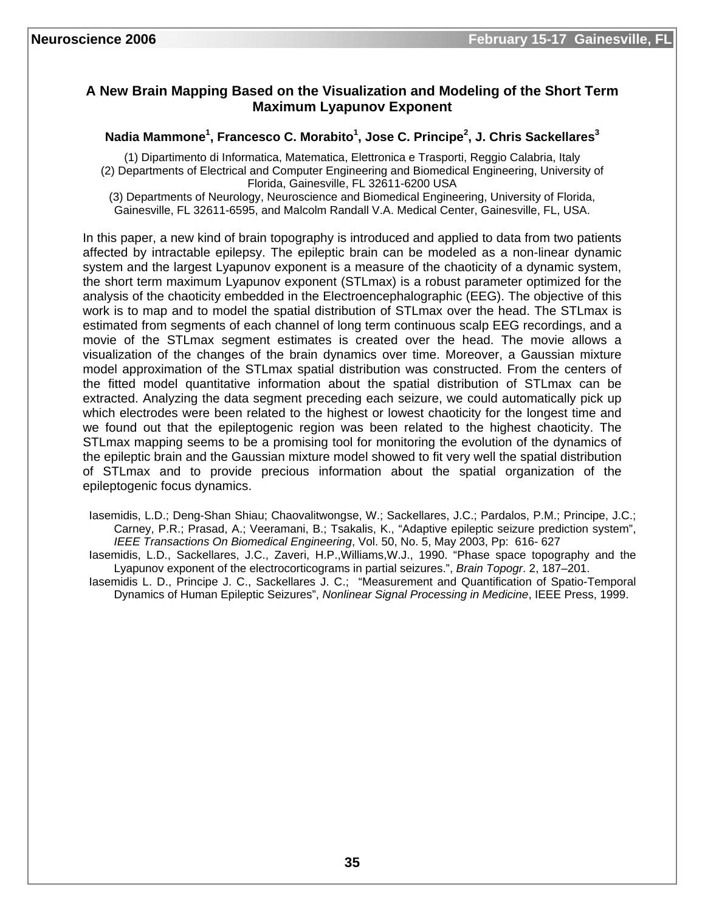## A New Brain Mapping Based on the Visualization and Modeling of the Short Term Maximum Lyapunov Exponent

**Nadia Mammone[1], Francesco C. Morabito[1], Jose C. Principe[2], J. Chris Sackellares[3]**

(1) Dipartimento di Informatica, Matematica, Elettronica e Trasporti, Reggio Calabria, Italy
(2) Departments of Electrical and Computer Engineering and Biomedical Engineering, University of Florida, Gainesville, FL 32611-6200 USA
(3) Departments of Neurology, Neuroscience and Biomedical Engineering, University of Florida, Gainesville, FL 32611-6595, and Malcolm Randall V.A. Medical Center, Gainesville, FL, USA.

In this paper, a new kind of brain topography is introduced and applied to data from two patients affected by intractable epilepsy. The epileptic brain can be modeled as a non-linear dynamic system and the largest Lyapunov exponent is a measure of the chaoticity of a dynamic system, the short term maximum Lyapunov exponent (STLmax) is a robust parameter optimized for the analysis of the chaoticity embedded in the Electroencephalographic (EEG). The objective of this work is to map and to model the spatial distribution of STLmax over the head. The STLmax is estimated from segments of each channel of long term continuous scalp EEG recordings, and a movie of the STLmax segment estimates is created over the head. The movie allows a visualization of the changes of the brain dynamics over time. Moreover, a Gaussian mixture model approximation of the STLmax spatial distribution was constructed. From the centers of the fitted model quantitative information about the spatial distribution of STLmax can be extracted. Analyzing the data segment preceding each seizure, we could automatically pick up which electrodes were been related to the highest or lowest chaoticity for the longest time and we found out that the epileptogenic region was been related to the highest chaoticity. The STLmax mapping seems to be a promising tool for monitoring the evolution of the dynamics of the epileptic brain and the Gaussian mixture model showed to fit very well the spatial distribution of STLmax and to provide precious information about the spatial organization of the epileptogenic focus dynamics.

Iasemidis, L.D.; Deng-Shan Shiau; Chaovalitwongse, W.; Sackellares, J.C.; Pardalos, P.M.; Principe, J.C.; Carney, P.R.; Prasad, A.; Veeramani, B.; Tsakalis, K., "Adaptive epileptic seizure prediction system", *IEEE Transactions On Biomedical Engineering*, Vol. 50, No. 5, May 2003, Pp: 616- 627

Iasemidis, L.D., Sackellares, J.C., Zaveri, H.P.,Williams,W.J., 1990. "Phase space topography and the Lyapunov exponent of the electrocorticograms in partial seizures.", *Brain Topogr*. 2, 187–201.

Iasemidis L. D., Principe J. C., Sackellares J. C.; "Measurement and Quantification of Spatio-Temporal Dynamics of Human Epileptic Seizures", *Nonlinear Signal Processing in Medicine*, IEEE Press, 1999.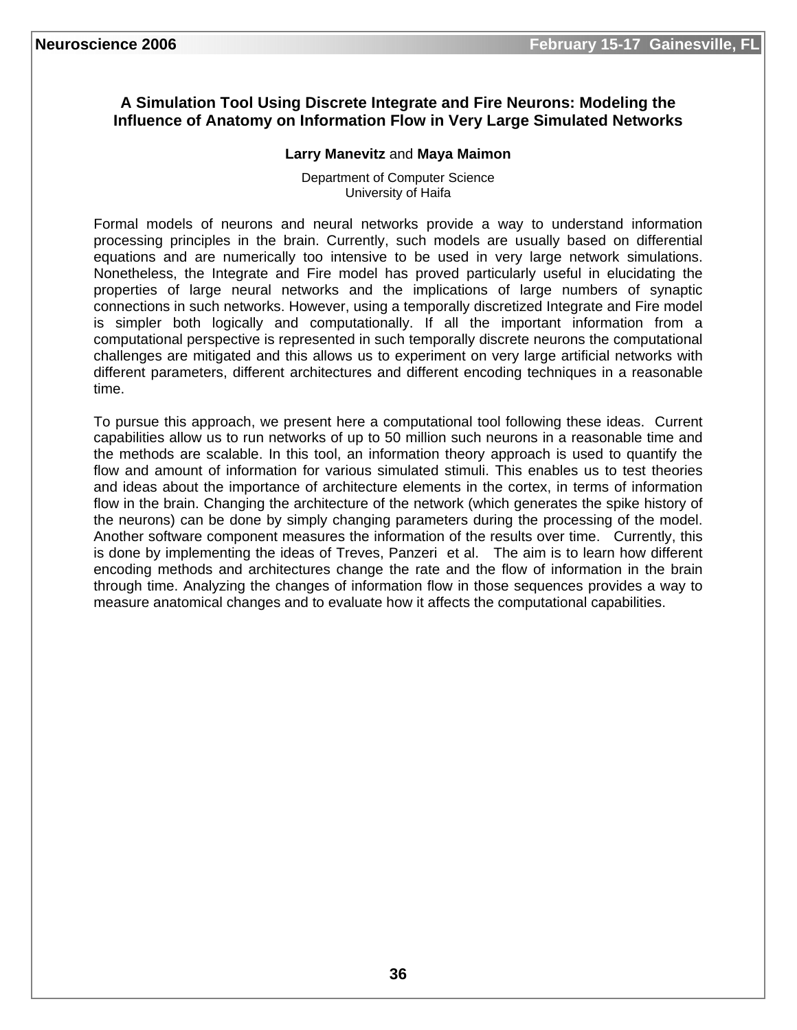## A Simulation Tool Using Discrete Integrate and Fire Neurons: Modeling the Influence of Anatomy on Information Flow in Very Large Simulated Networks

**Larry Manevitz** and **Maya Maimon**

Department of Computer Science
University of Haifa

Formal models of neurons and neural networks provide a way to understand information processing principles in the brain. Currently, such models are usually based on differential equations and are numerically too intensive to be used in very large network simulations. Nonetheless, the Integrate and Fire model has proved particularly useful in elucidating the properties of large neural networks and the implications of large numbers of synaptic connections in such networks. However, using a temporally discretized Integrate and Fire model is simpler both logically and computationally. If all the important information from a computational perspective is represented in such temporally discrete neurons the computational challenges are mitigated and this allows us to experiment on very large artificial networks with different parameters, different architectures and different encoding techniques in a reasonable time.

To pursue this approach, we present here a computational tool following these ideas. Current capabilities allow us to run networks of up to 50 million such neurons in a reasonable time and the methods are scalable. In this tool, an information theory approach is used to quantify the flow and amount of information for various simulated stimuli. This enables us to test theories and ideas about the importance of architecture elements in the cortex, in terms of information flow in the brain. Changing the architecture of the network (which generates the spike history of the neurons) can be done by simply changing parameters during the processing of the model. Another software component measures the information of the results over time. Currently, this is done by implementing the ideas of Treves, Panzeri et al. The aim is to learn how different encoding methods and architectures change the rate and the flow of information in the brain through time. Analyzing the changes of information flow in those sequences provides a way to measure anatomical changes and to evaluate how it affects the computational capabilities.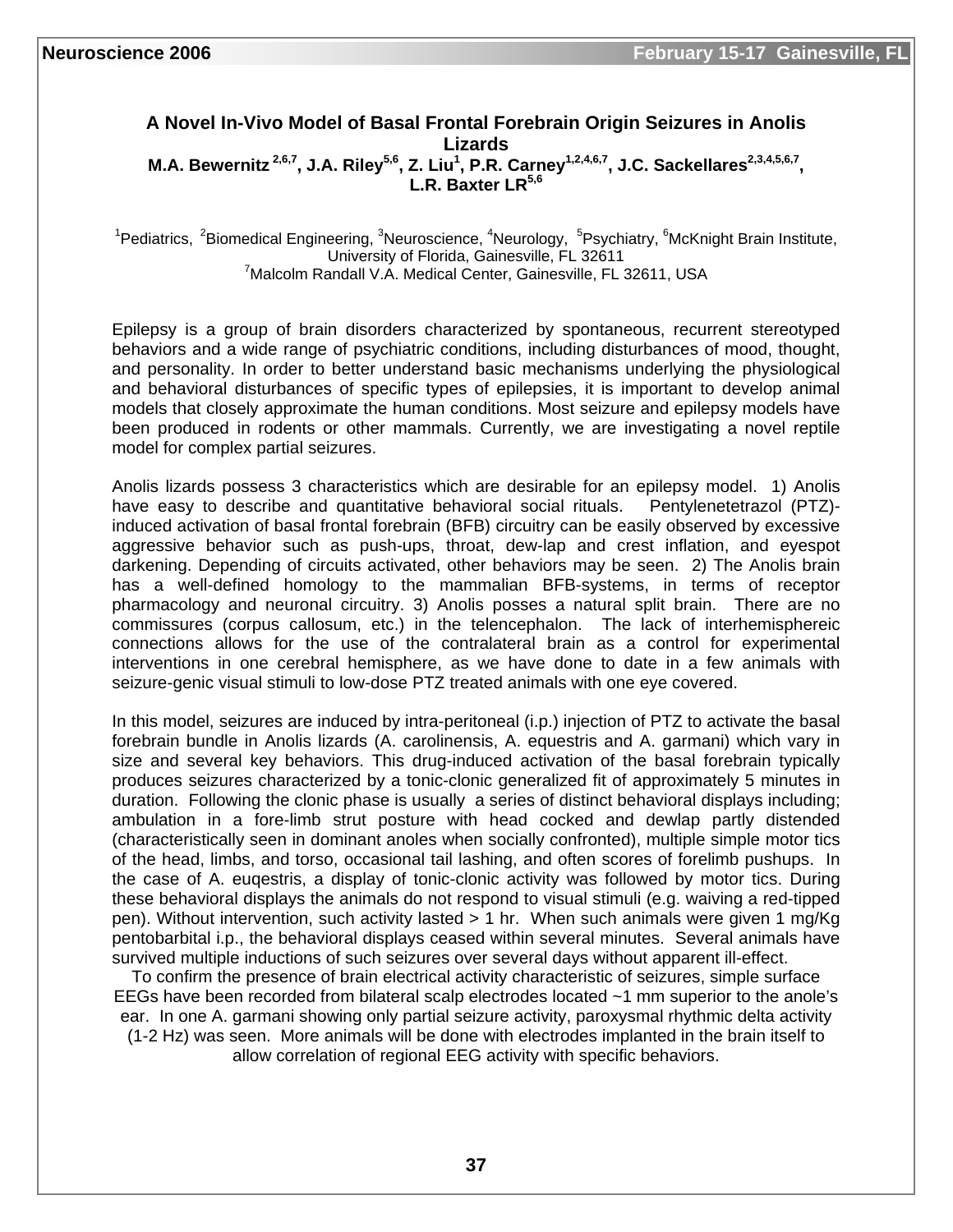# A Novel In-Vivo Model of Basal Frontal Forebrain Origin Seizures in Anolis Lizards

**M.A. Bewernitz [2,6,7], J.A. Riley[5,6], Z. Liu[1], P.R. Carney[1,2,4,6,7], J.C. Sackellares[2,3,4,5,6,7], L.R. Baxter LR[5,6]**

[1]Pediatrics, [2]Biomedical Engineering, [3]Neuroscience, [4]Neurology, [5]Psychiatry, [6]McKnight Brain Institute, University of Florida, Gainesville, FL 32611
[7]Malcolm Randall V.A. Medical Center, Gainesville, FL 32611, USA

Epilepsy is a group of brain disorders characterized by spontaneous, recurrent stereotyped behaviors and a wide range of psychiatric conditions, including disturbances of mood, thought, and personality. In order to better understand basic mechanisms underlying the physiological and behavioral disturbances of specific types of epilepsies, it is important to develop animal models that closely approximate the human conditions. Most seizure and epilepsy models have been produced in rodents or other mammals. Currently, we are investigating a novel reptile model for complex partial seizures.

Anolis lizards possess 3 characteristics which are desirable for an epilepsy model. 1) Anolis have easy to describe and quantitative behavioral social rituals. Pentylenetetrazol (PTZ)-induced activation of basal frontal forebrain (BFB) circuitry can be easily observed by excessive aggressive behavior such as push-ups, throat, dew-lap and crest inflation, and eyespot darkening. Depending of circuits activated, other behaviors may be seen. 2) The Anolis brain has a well-defined homology to the mammalian BFB-systems, in terms of receptor pharmacology and neuronal circuitry. 3) Anolis posses a natural split brain. There are no commissures (corpus callosum, etc.) in the telencephalon. The lack of interhemisphereic connections allows for the use of the contralateral brain as a control for experimental interventions in one cerebral hemisphere, as we have done to date in a few animals with seizure-genic visual stimuli to low-dose PTZ treated animals with one eye covered.

In this model, seizures are induced by intra-peritoneal (i.p.) injection of PTZ to activate the basal forebrain bundle in Anolis lizards (A. carolinensis, A. equestris and A. garmani) which vary in size and several key behaviors. This drug-induced activation of the basal forebrain typically produces seizures characterized by a tonic-clonic generalized fit of approximately 5 minutes in duration. Following the clonic phase is usually a series of distinct behavioral displays including; ambulation in a fore-limb strut posture with head cocked and dewlap partly distended (characteristically seen in dominant anoles when socially confronted), multiple simple motor tics of the head, limbs, and torso, occasional tail lashing, and often scores of forelimb pushups. In the case of A. euqestris, a display of tonic-clonic activity was followed by motor tics. During these behavioral displays the animals do not respond to visual stimuli (e.g. waiving a red-tipped pen). Without intervention, such activity lasted > 1 hr. When such animals were given 1 mg/Kg pentobarbital i.p., the behavioral displays ceased within several minutes. Several animals have survived multiple inductions of such seizures over several days without apparent ill-effect.

To confirm the presence of brain electrical activity characteristic of seizures, simple surface EEGs have been recorded from bilateral scalp electrodes located ~1 mm superior to the anole's ear. In one A. garmani showing only partial seizure activity, paroxysmal rhythmic delta activity (1-2 Hz) was seen. More animals will be done with electrodes implanted in the brain itself to allow correlation of regional EEG activity with specific behaviors.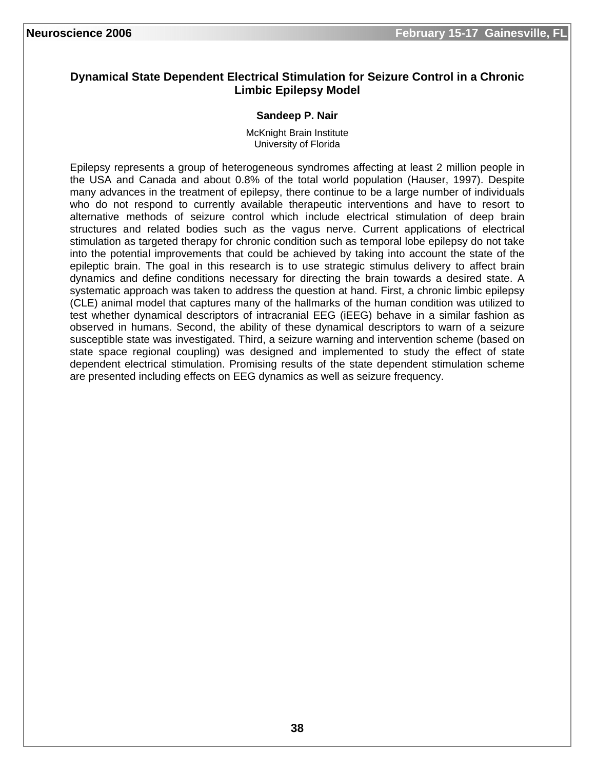## Dynamical State Dependent Electrical Stimulation for Seizure Control in a Chronic Limbic Epilepsy Model

**Sandeep P. Nair**

McKnight Brain Institute
University of Florida

Epilepsy represents a group of heterogeneous syndromes affecting at least 2 million people in the USA and Canada and about 0.8% of the total world population (Hauser, 1997). Despite many advances in the treatment of epilepsy, there continue to be a large number of individuals who do not respond to currently available therapeutic interventions and have to resort to alternative methods of seizure control which include electrical stimulation of deep brain structures and related bodies such as the vagus nerve. Current applications of electrical stimulation as targeted therapy for chronic condition such as temporal lobe epilepsy do not take into the potential improvements that could be achieved by taking into account the state of the epileptic brain. The goal in this research is to use strategic stimulus delivery to affect brain dynamics and define conditions necessary for directing the brain towards a desired state. A systematic approach was taken to address the question at hand. First, a chronic limbic epilepsy (CLE) animal model that captures many of the hallmarks of the human condition was utilized to test whether dynamical descriptors of intracranial EEG (iEEG) behave in a similar fashion as observed in humans. Second, the ability of these dynamical descriptors to warn of a seizure susceptible state was investigated. Third, a seizure warning and intervention scheme (based on state space regional coupling) was designed and implemented to study the effect of state dependent electrical stimulation. Promising results of the state dependent stimulation scheme are presented including effects on EEG dynamics as well as seizure frequency.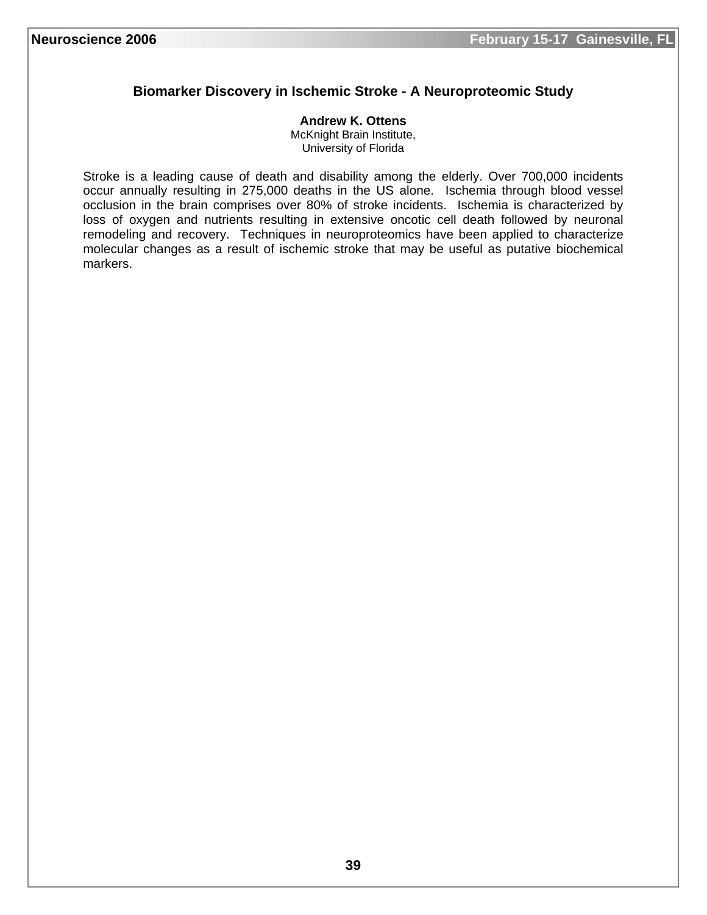## Biomarker Discovery in Ischemic Stroke - A Neuroproteomic Study

**Andrew K. Ottens**
McKnight Brain Institute,
University of Florida

Stroke is a leading cause of death and disability among the elderly. Over 700,000 incidents occur annually resulting in 275,000 deaths in the US alone. Ischemia through blood vessel occlusion in the brain comprises over 80% of stroke incidents. Ischemia is characterized by loss of oxygen and nutrients resulting in extensive oncotic cell death followed by neuronal remodeling and recovery. Techniques in neuroproteomics have been applied to characterize molecular changes as a result of ischemic stroke that may be useful as putative biochemical markers.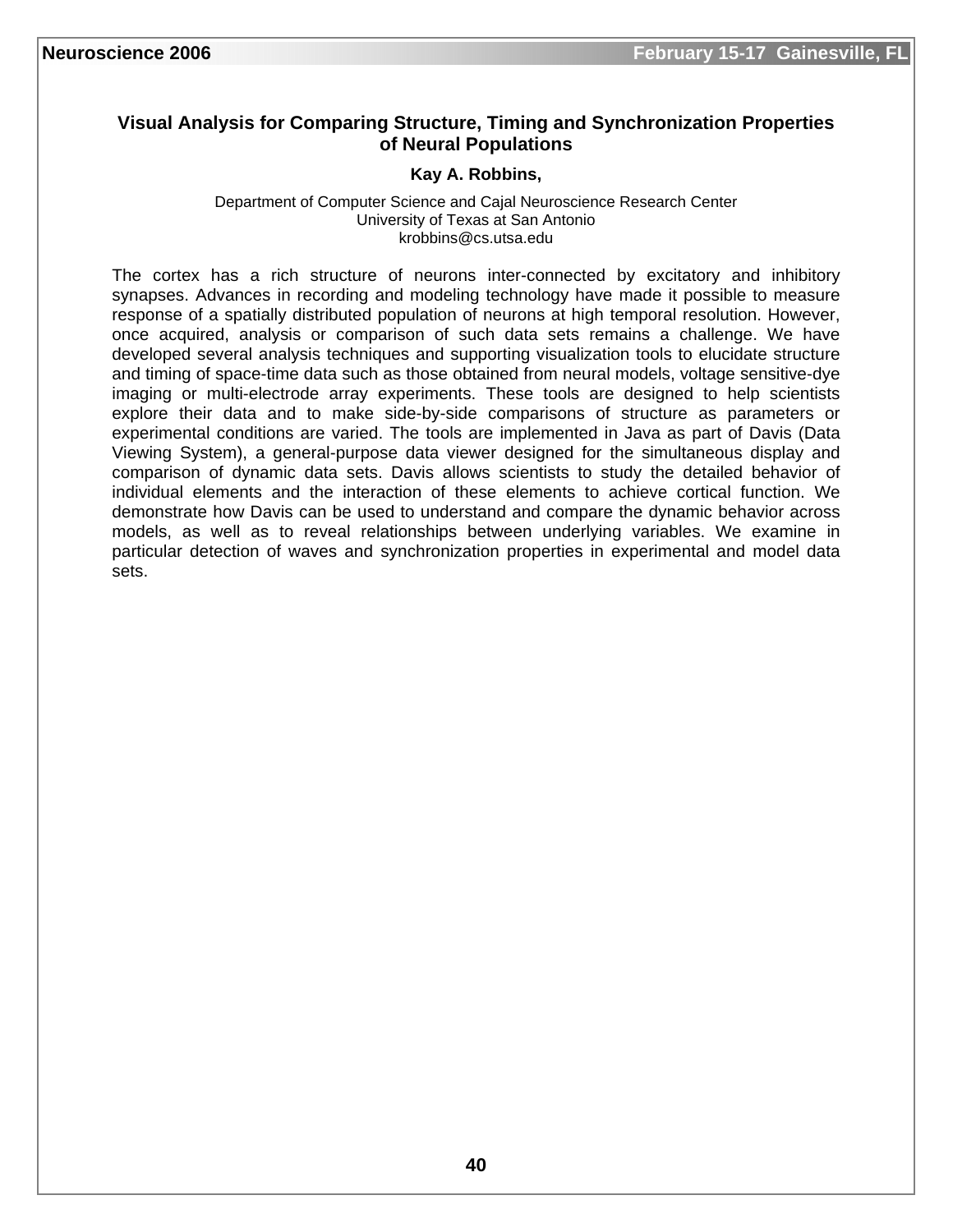## Visual Analysis for Comparing Structure, Timing and Synchronization Properties of Neural Populations

**Kay A. Robbins,**

Department of Computer Science and Cajal Neuroscience Research Center
University of Texas at San Antonio
krobbins@cs.utsa.edu

The cortex has a rich structure of neurons inter-connected by excitatory and inhibitory synapses. Advances in recording and modeling technology have made it possible to measure response of a spatially distributed population of neurons at high temporal resolution. However, once acquired, analysis or comparison of such data sets remains a challenge. We have developed several analysis techniques and supporting visualization tools to elucidate structure and timing of space-time data such as those obtained from neural models, voltage sensitive-dye imaging or multi-electrode array experiments. These tools are designed to help scientists explore their data and to make side-by-side comparisons of structure as parameters or experimental conditions are varied. The tools are implemented in Java as part of Davis (Data Viewing System), a general-purpose data viewer designed for the simultaneous display and comparison of dynamic data sets. Davis allows scientists to study the detailed behavior of individual elements and the interaction of these elements to achieve cortical function. We demonstrate how Davis can be used to understand and compare the dynamic behavior across models, as well as to reveal relationships between underlying variables. We examine in particular detection of waves and synchronization properties in experimental and model data sets.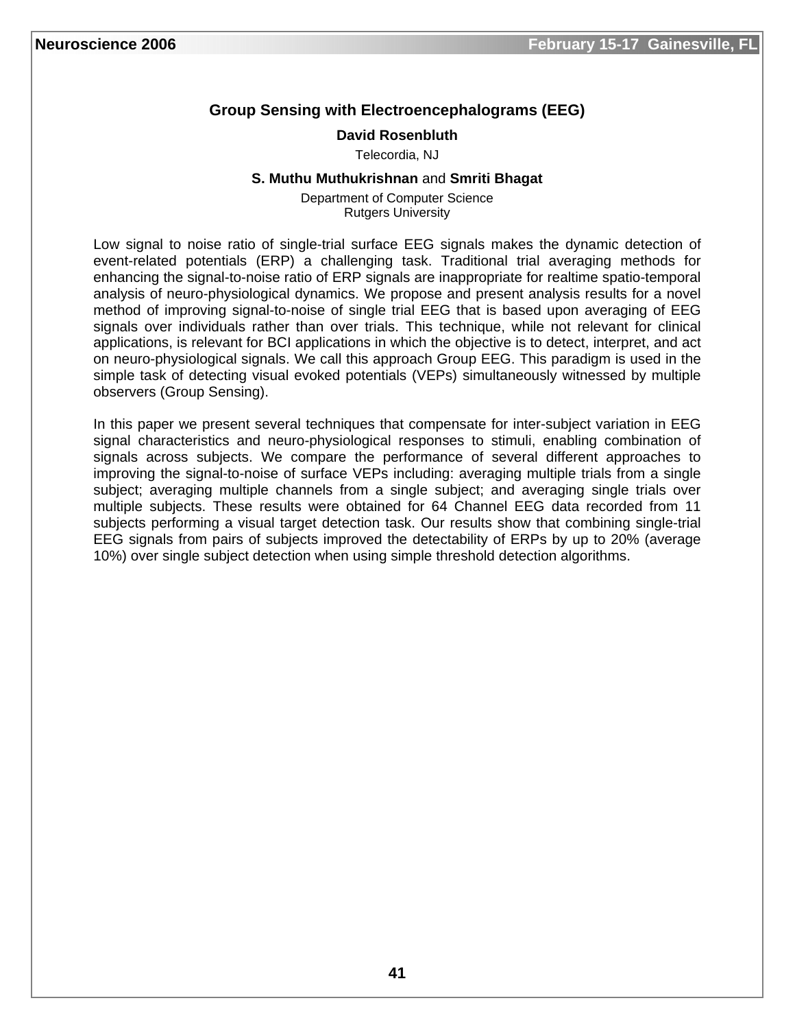## Group Sensing with Electroencephalograms (EEG)

**David Rosenbluth**

Telecordia, NJ

**S. Muthu Muthukrishnan** and **Smriti Bhagat**

Department of Computer Science
Rutgers University

Low signal to noise ratio of single-trial surface EEG signals makes the dynamic detection of event-related potentials (ERP) a challenging task. Traditional trial averaging methods for enhancing the signal-to-noise ratio of ERP signals are inappropriate for realtime spatio-temporal analysis of neuro-physiological dynamics. We propose and present analysis results for a novel method of improving signal-to-noise of single trial EEG that is based upon averaging of EEG signals over individuals rather than over trials. This technique, while not relevant for clinical applications, is relevant for BCI applications in which the objective is to detect, interpret, and act on neuro-physiological signals. We call this approach Group EEG. This paradigm is used in the simple task of detecting visual evoked potentials (VEPs) simultaneously witnessed by multiple observers (Group Sensing).

In this paper we present several techniques that compensate for inter-subject variation in EEG signal characteristics and neuro-physiological responses to stimuli, enabling combination of signals across subjects. We compare the performance of several different approaches to improving the signal-to-noise of surface VEPs including: averaging multiple trials from a single subject; averaging multiple channels from a single subject; and averaging single trials over multiple subjects. These results were obtained for 64 Channel EEG data recorded from 11 subjects performing a visual target detection task. Our results show that combining single-trial EEG signals from pairs of subjects improved the detectability of ERPs by up to 20% (average 10%) over single subject detection when using simple threshold detection algorithms.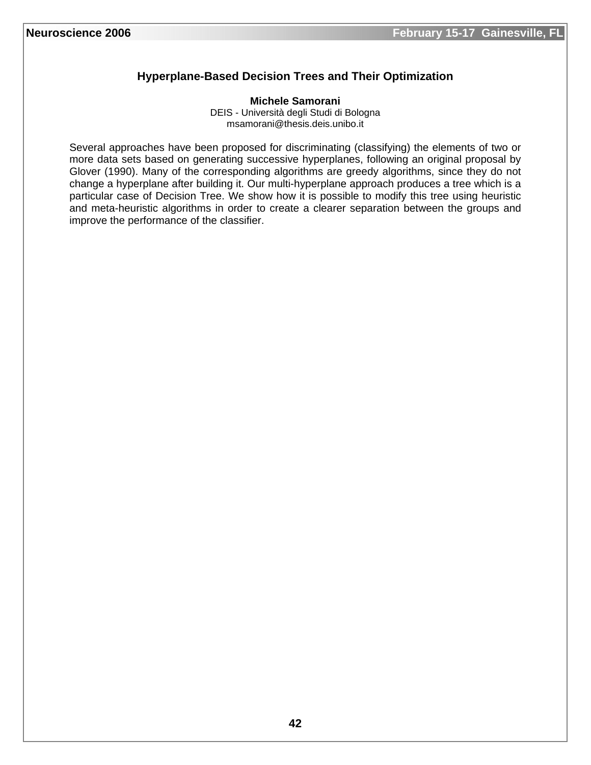## Hyperplane-Based Decision Trees and Their Optimization

**Michele Samorani**
DEIS - Università degli Studi di Bologna
msamorani@thesis.deis.unibo.it

Several approaches have been proposed for discriminating (classifying) the elements of two or more data sets based on generating successive hyperplanes, following an original proposal by Glover (1990). Many of the corresponding algorithms are greedy algorithms, since they do not change a hyperplane after building it. Our multi-hyperplane approach produces a tree which is a particular case of Decision Tree. We show how it is possible to modify this tree using heuristic and meta-heuristic algorithms in order to create a clearer separation between the groups and improve the performance of the classifier.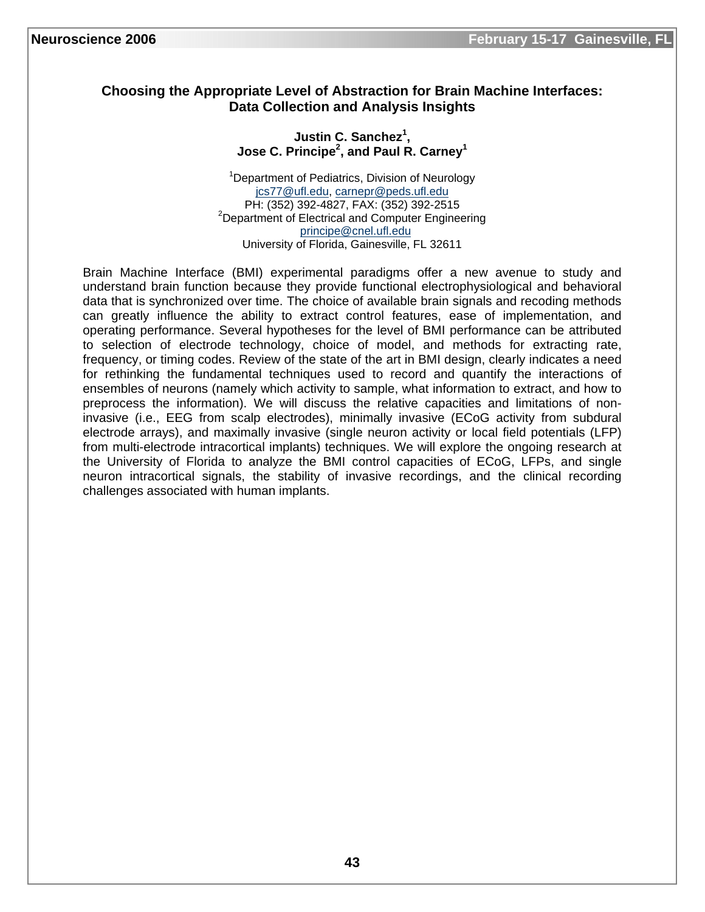## Choosing the Appropriate Level of Abstraction for Brain Machine Interfaces: Data Collection and Analysis Insights

**Justin C. Sanchez[1], Jose C. Principe[2], and Paul R. Carney[1]**

[1]Department of Pediatrics, Division of Neurology
jcs77@ufl.edu, carnepr@peds.ufl.edu
PH: (352) 392-4827, FAX: (352) 392-2515
[2]Department of Electrical and Computer Engineering
principe@cnel.ufl.edu
University of Florida, Gainesville, FL 32611

Brain Machine Interface (BMI) experimental paradigms offer a new avenue to study and understand brain function because they provide functional electrophysiological and behavioral data that is synchronized over time. The choice of available brain signals and recoding methods can greatly influence the ability to extract control features, ease of implementation, and operating performance. Several hypotheses for the level of BMI performance can be attributed to selection of electrode technology, choice of model, and methods for extracting rate, frequency, or timing codes. Review of the state of the art in BMI design, clearly indicates a need for rethinking the fundamental techniques used to record and quantify the interactions of ensembles of neurons (namely which activity to sample, what information to extract, and how to preprocess the information). We will discuss the relative capacities and limitations of non-invasive (i.e., EEG from scalp electrodes), minimally invasive (ECoG activity from subdural electrode arrays), and maximally invasive (single neuron activity or local field potentials (LFP) from multi-electrode intracortical implants) techniques. We will explore the ongoing research at the University of Florida to analyze the BMI control capacities of ECoG, LFPs, and single neuron intracortical signals, the stability of invasive recordings, and the clinical recording challenges associated with human implants.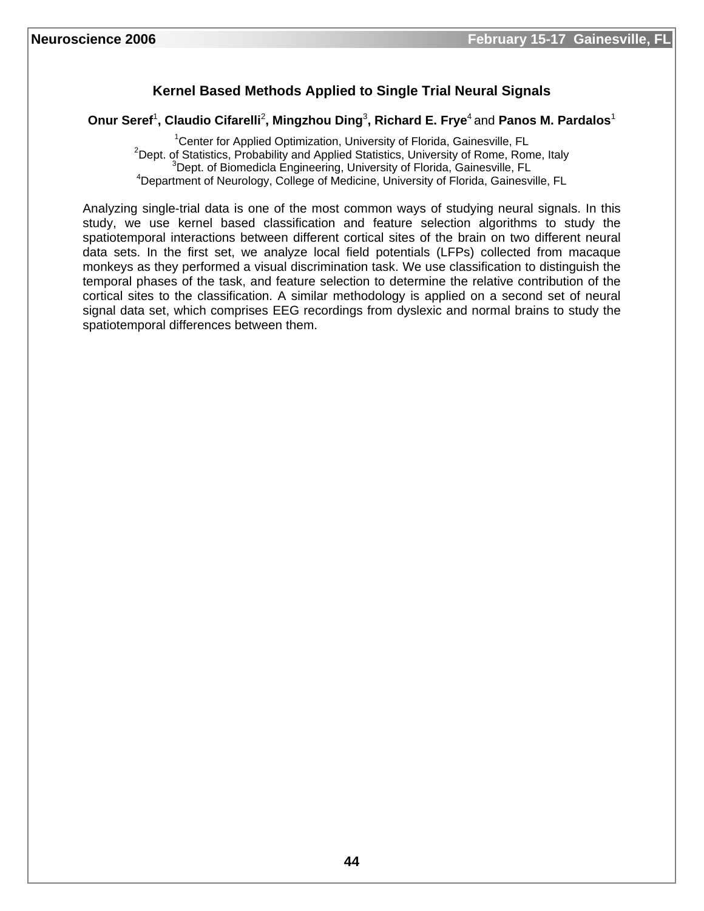## Kernel Based Methods Applied to Single Trial Neural Signals

**Onur Seref**[1], **Claudio Cifarelli**[2], **Mingzhou Ding**[3], **Richard E. Frye**[4] and **Panos M. Pardalos**[1]

[1]Center for Applied Optimization, University of Florida, Gainesville, FL
[2]Dept. of Statistics, Probability and Applied Statistics, University of Rome, Rome, Italy
[3]Dept. of Biomedicla Engineering, University of Florida, Gainesville, FL
[4]Department of Neurology, College of Medicine, University of Florida, Gainesville, FL

Analyzing single-trial data is one of the most common ways of studying neural signals. In this study, we use kernel based classification and feature selection algorithms to study the spatiotemporal interactions between different cortical sites of the brain on two different neural data sets. In the first set, we analyze local field potentials (LFPs) collected from macaque monkeys as they performed a visual discrimination task. We use classification to distinguish the temporal phases of the task, and feature selection to determine the relative contribution of the cortical sites to the classification. A similar methodology is applied on a second set of neural signal data set, which comprises EEG recordings from dyslexic and normal brains to study the spatiotemporal differences between them.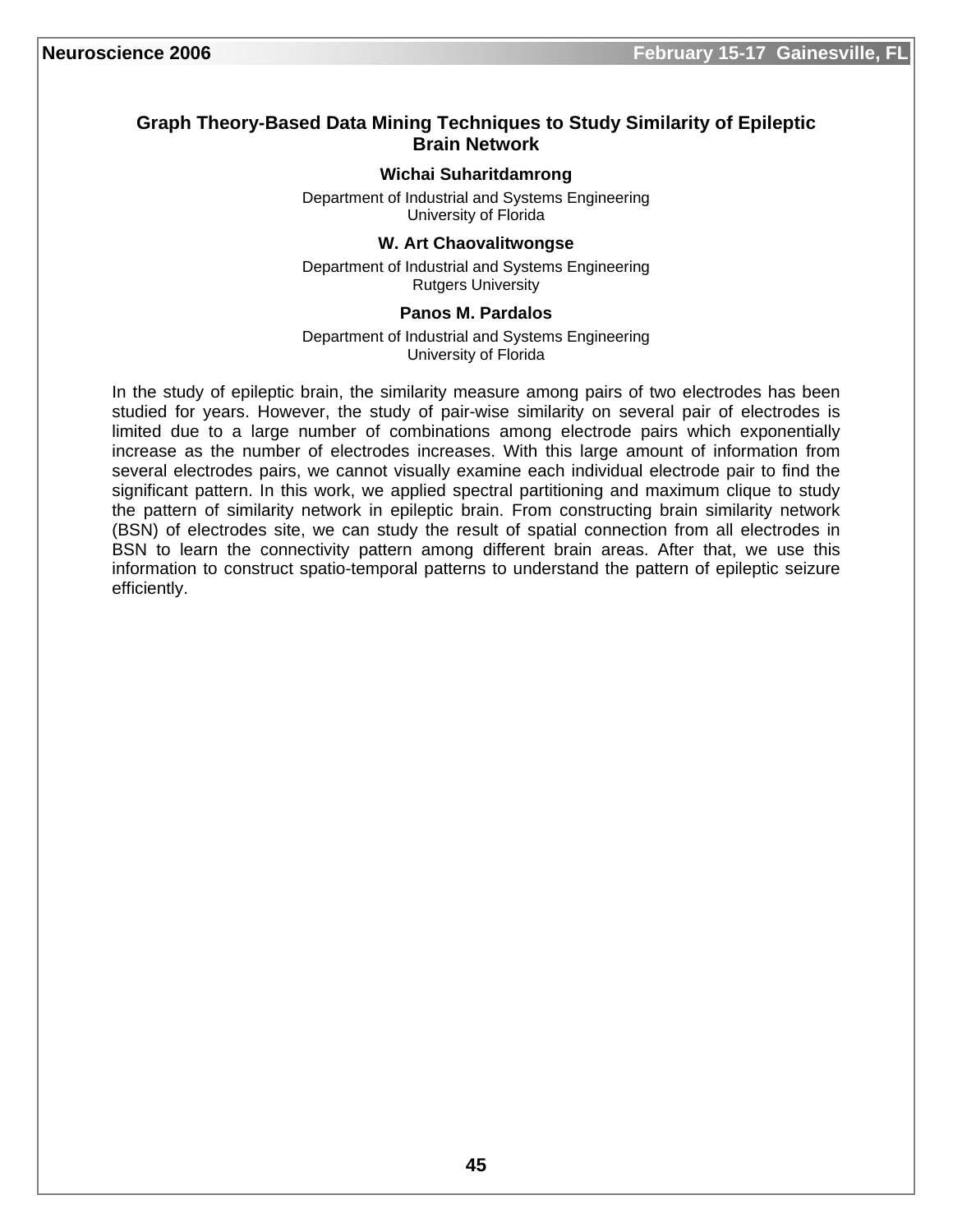## Graph Theory-Based Data Mining Techniques to Study Similarity of Epileptic Brain Network

**Wichai Suharitdamrong**

Department of Industrial and Systems Engineering
University of Florida

**W. Art Chaovalitwongse**

Department of Industrial and Systems Engineering
Rutgers University

**Panos M. Pardalos**

Department of Industrial and Systems Engineering
University of Florida

In the study of epileptic brain, the similarity measure among pairs of two electrodes has been studied for years. However, the study of pair-wise similarity on several pair of electrodes is limited due to a large number of combinations among electrode pairs which exponentially increase as the number of electrodes increases. With this large amount of information from several electrodes pairs, we cannot visually examine each individual electrode pair to find the significant pattern. In this work, we applied spectral partitioning and maximum clique to study the pattern of similarity network in epileptic brain. From constructing brain similarity network (BSN) of electrodes site, we can study the result of spatial connection from all electrodes in BSN to learn the connectivity pattern among different brain areas. After that, we use this information to construct spatio-temporal patterns to understand the pattern of epileptic seizure efficiently.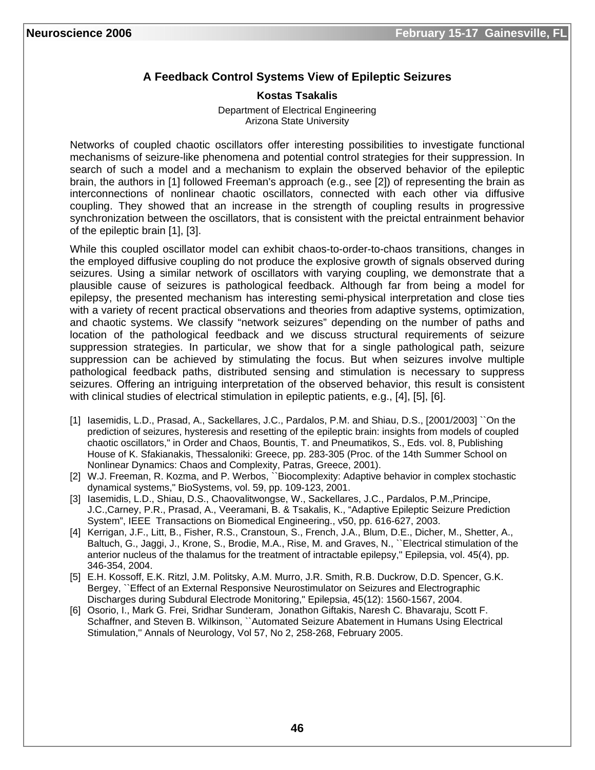# A Feedback Control Systems View of Epileptic Seizures

**Kostas Tsakalis**

Department of Electrical Engineering
Arizona State University

Networks of coupled chaotic oscillators offer interesting possibilities to investigate functional mechanisms of seizure-like phenomena and potential control strategies for their suppression. In search of such a model and a mechanism to explain the observed behavior of the epileptic brain, the authors in [1] followed Freeman's approach (e.g., see [2]) of representing the brain as interconnections of nonlinear chaotic oscillators, connected with each other via diffusive coupling. They showed that an increase in the strength of coupling results in progressive synchronization between the oscillators, that is consistent with the preictal entrainment behavior of the epileptic brain [1], [3].

While this coupled oscillator model can exhibit chaos-to-order-to-chaos transitions, changes in the employed diffusive coupling do not produce the explosive growth of signals observed during seizures. Using a similar network of oscillators with varying coupling, we demonstrate that a plausible cause of seizures is pathological feedback. Although far from being a model for epilepsy, the presented mechanism has interesting semi-physical interpretation and close ties with a variety of recent practical observations and theories from adaptive systems, optimization, and chaotic systems. We classify "network seizures" depending on the number of paths and location of the pathological feedback and we discuss structural requirements of seizure suppression strategies. In particular, we show that for a single pathological path, seizure suppression can be achieved by stimulating the focus. But when seizures involve multiple pathological feedback paths, distributed sensing and stimulation is necessary to suppress seizures. Offering an intriguing interpretation of the observed behavior, this result is consistent with clinical studies of electrical stimulation in epileptic patients, e.g., [4], [5], [6].

[1] Iasemidis, L.D., Prasad, A., Sackellares, J.C., Pardalos, P.M. and Shiau, D.S., [2001/2003] ``On the prediction of seizures, hysteresis and resetting of the epileptic brain: insights from models of coupled chaotic oscillators," in Order and Chaos, Bountis, T. and Pneumatikos, S., Eds. vol. 8, Publishing House of K. Sfakianakis, Thessaloniki: Greece, pp. 283-305 (Proc. of the 14th Summer School on Nonlinear Dynamics: Chaos and Complexity, Patras, Greece, 2001).

[2] W.J. Freeman, R. Kozma, and P. Werbos, ``Biocomplexity: Adaptive behavior in complex stochastic dynamical systems," BioSystems, vol. 59, pp. 109-123, 2001.

[3] Iasemidis, L.D., Shiau, D.S., Chaovalitwongse, W., Sackellares, J.C., Pardalos, P.M.,Principe, J.C.,Carney, P.R., Prasad, A., Veeramani, B. & Tsakalis, K., "Adaptive Epileptic Seizure Prediction System", IEEE Transactions on Biomedical Engineering., v50, pp. 616-627, 2003.

[4] Kerrigan, J.F., Litt, B., Fisher, R.S., Cranstoun, S., French, J.A., Blum, D.E., Dicher, M., Shetter, A., Baltuch, G., Jaggi, J., Krone, S., Brodie, M.A., Rise, M. and Graves, N., ``Electrical stimulation of the anterior nucleus of the thalamus for the treatment of intractable epilepsy," Epilepsia, vol. 45(4), pp. 346-354, 2004.

[5] E.H. Kossoff, E.K. Ritzl, J.M. Politsky, A.M. Murro, J.R. Smith, R.B. Duckrow, D.D. Spencer, G.K. Bergey, ``Effect of an External Responsive Neurostimulator on Seizures and Electrographic Discharges during Subdural Electrode Monitoring," Epilepsia, 45(12): 1560-1567, 2004.

[6] Osorio, I., Mark G. Frei, Sridhar Sunderam, Jonathon Giftakis, Naresh C. Bhavaraju, Scott F. Schaffner, and Steven B. Wilkinson, ``Automated Seizure Abatement in Humans Using Electrical Stimulation,'' Annals of Neurology, Vol 57, No 2, 258-268, February 2005.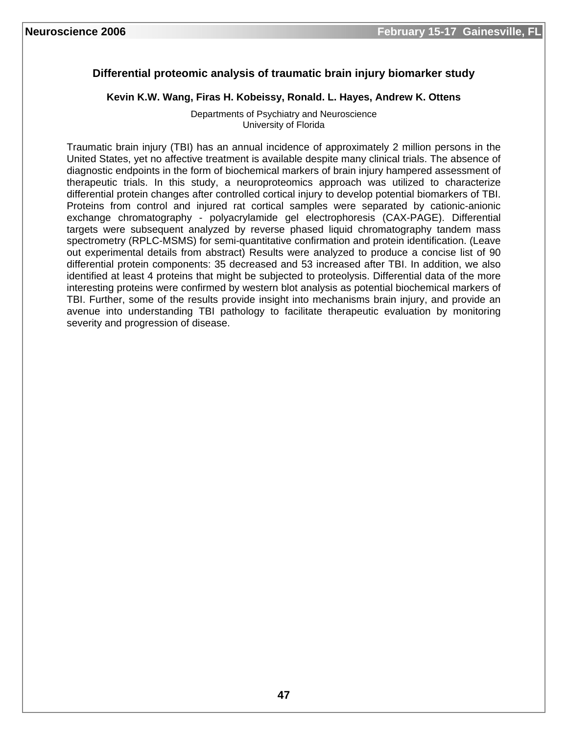## Differential proteomic analysis of traumatic brain injury biomarker study

**Kevin K.W. Wang, Firas H. Kobeissy, Ronald. L. Hayes, Andrew K. Ottens**

Departments of Psychiatry and Neuroscience
University of Florida

Traumatic brain injury (TBI) has an annual incidence of approximately 2 million persons in the United States, yet no affective treatment is available despite many clinical trials. The absence of diagnostic endpoints in the form of biochemical markers of brain injury hampered assessment of therapeutic trials. In this study, a neuroproteomics approach was utilized to characterize differential protein changes after controlled cortical injury to develop potential biomarkers of TBI. Proteins from control and injured rat cortical samples were separated by cationic-anionic exchange chromatography - polyacrylamide gel electrophoresis (CAX-PAGE). Differential targets were subsequent analyzed by reverse phased liquid chromatography tandem mass spectrometry (RPLC-MSMS) for semi-quantitative confirmation and protein identification. (Leave out experimental details from abstract) Results were analyzed to produce a concise list of 90 differential protein components: 35 decreased and 53 increased after TBI. In addition, we also identified at least 4 proteins that might be subjected to proteolysis. Differential data of the more interesting proteins were confirmed by western blot analysis as potential biochemical markers of TBI. Further, some of the results provide insight into mechanisms brain injury, and provide an avenue into understanding TBI pathology to facilitate therapeutic evaluation by monitoring severity and progression of disease.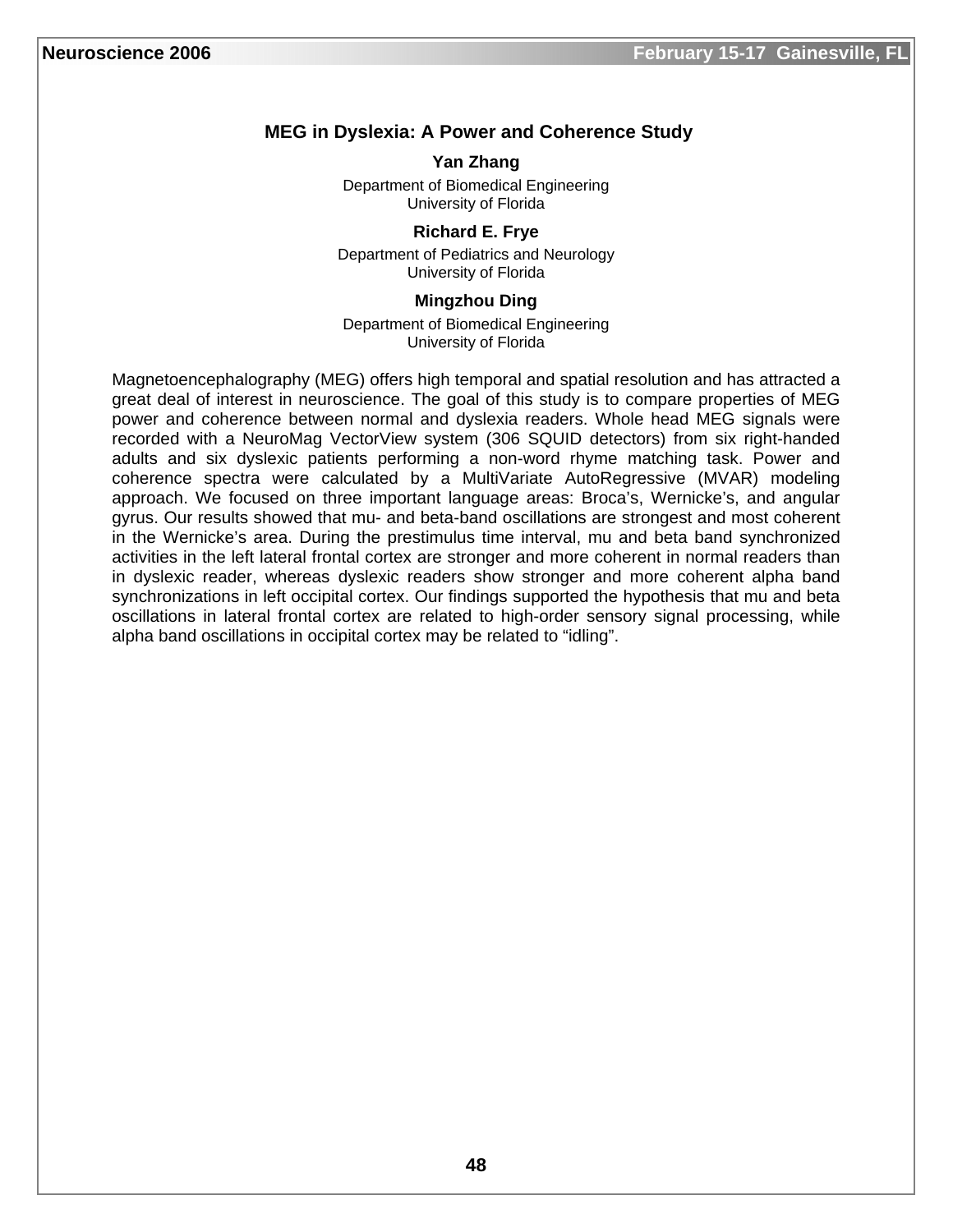# MEG in Dyslexia: A Power and Coherence Study

**Yan Zhang**

Department of Biomedical Engineering
University of Florida

**Richard E. Frye**

Department of Pediatrics and Neurology
University of Florida

**Mingzhou Ding**

Department of Biomedical Engineering
University of Florida

Magnetoencephalography (MEG) offers high temporal and spatial resolution and has attracted a great deal of interest in neuroscience. The goal of this study is to compare properties of MEG power and coherence between normal and dyslexia readers. Whole head MEG signals were recorded with a NeuroMag VectorView system (306 SQUID detectors) from six right-handed adults and six dyslexic patients performing a non-word rhyme matching task. Power and coherence spectra were calculated by a MultiVariate AutoRegressive (MVAR) modeling approach. We focused on three important language areas: Broca's, Wernicke's, and angular gyrus. Our results showed that mu- and beta-band oscillations are strongest and most coherent in the Wernicke's area. During the prestimulus time interval, mu and beta band synchronized activities in the left lateral frontal cortex are stronger and more coherent in normal readers than in dyslexic reader, whereas dyslexic readers show stronger and more coherent alpha band synchronizations in left occipital cortex. Our findings supported the hypothesis that mu and beta oscillations in lateral frontal cortex are related to high-order sensory signal processing, while alpha band oscillations in occipital cortex may be related to "idling".